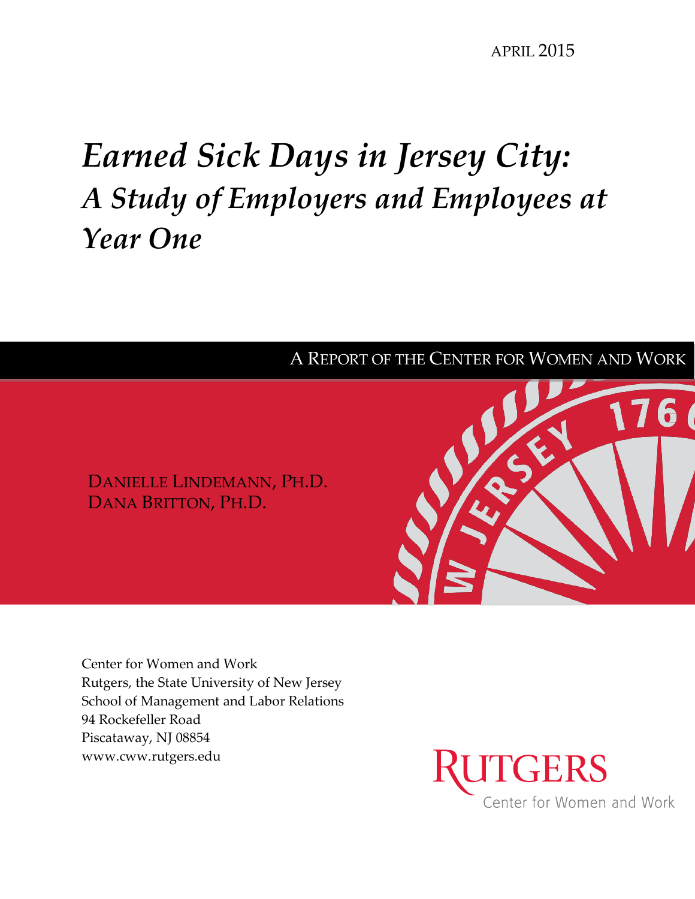April 2015

# *Earned Sick Days in Jersey City:*
## *A Study of Employers and Employees at Year One*

A Report of the Center for Women and Work

Danielle Lindemann, Ph.D.
Dana Britton, Ph.D.

Center for Women and Work
Rutgers, the State University of New Jersey
School of Management and Labor Relations
94 Rockefeller Road
Piscataway, NJ 08854
www.cww.rutgers.edu

Rutgers
Center for Women and Work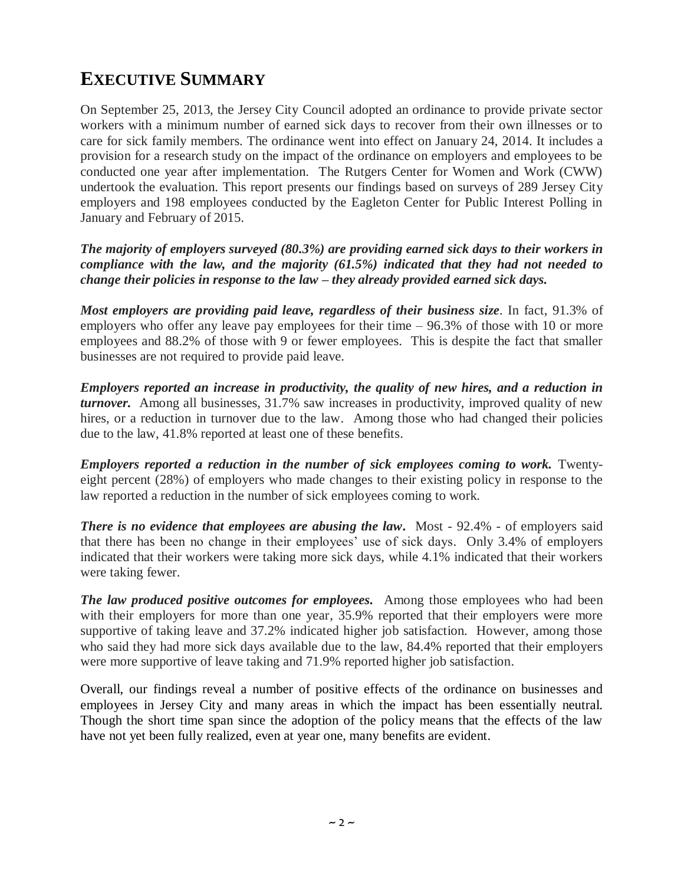# EXECUTIVE SUMMARY

On September 25, 2013, the Jersey City Council adopted an ordinance to provide private sector workers with a minimum number of earned sick days to recover from their own illnesses or to care for sick family members. The ordinance went into effect on January 24, 2014. It includes a provision for a research study on the impact of the ordinance on employers and employees to be conducted one year after implementation. The Rutgers Center for Women and Work (CWW) undertook the evaluation. This report presents our findings based on surveys of 289 Jersey City employers and 198 employees conducted by the Eagleton Center for Public Interest Polling in January and February of 2015.

***The majority of employers surveyed (80.3%) are providing earned sick days to their workers in compliance with the law, and the majority (61.5%) indicated that they had not needed to change their policies in response to the law – they already provided earned sick days.***

***Most employers are providing paid leave, regardless of their business size***. In fact, 91.3% of employers who offer any leave pay employees for their time – 96.3% of those with 10 or more employees and 88.2% of those with 9 or fewer employees. This is despite the fact that smaller businesses are not required to provide paid leave.

***Employers reported an increase in productivity, the quality of new hires, and a reduction in turnover.*** Among all businesses, 31.7% saw increases in productivity, improved quality of new hires, or a reduction in turnover due to the law. Among those who had changed their policies due to the law, 41.8% reported at least one of these benefits.

***Employers reported a reduction in the number of sick employees coming to work.*** Twenty-eight percent (28%) of employers who made changes to their existing policy in response to the law reported a reduction in the number of sick employees coming to work.

***There is no evidence that employees are abusing the law***. Most - 92.4% - of employers said that there has been no change in their employees' use of sick days. Only 3.4% of employers indicated that their workers were taking more sick days, while 4.1% indicated that their workers were taking fewer.

***The law produced positive outcomes for employees.*** Among those employees who had been with their employers for more than one year, 35.9% reported that their employers were more supportive of taking leave and 37.2% indicated higher job satisfaction. However, among those who said they had more sick days available due to the law, 84.4% reported that their employers were more supportive of leave taking and 71.9% reported higher job satisfaction.

Overall, our findings reveal a number of positive effects of the ordinance on businesses and employees in Jersey City and many areas in which the impact has been essentially neutral. Though the short time span since the adoption of the policy means that the effects of the law have not yet been fully realized, even at year one, many benefits are evident.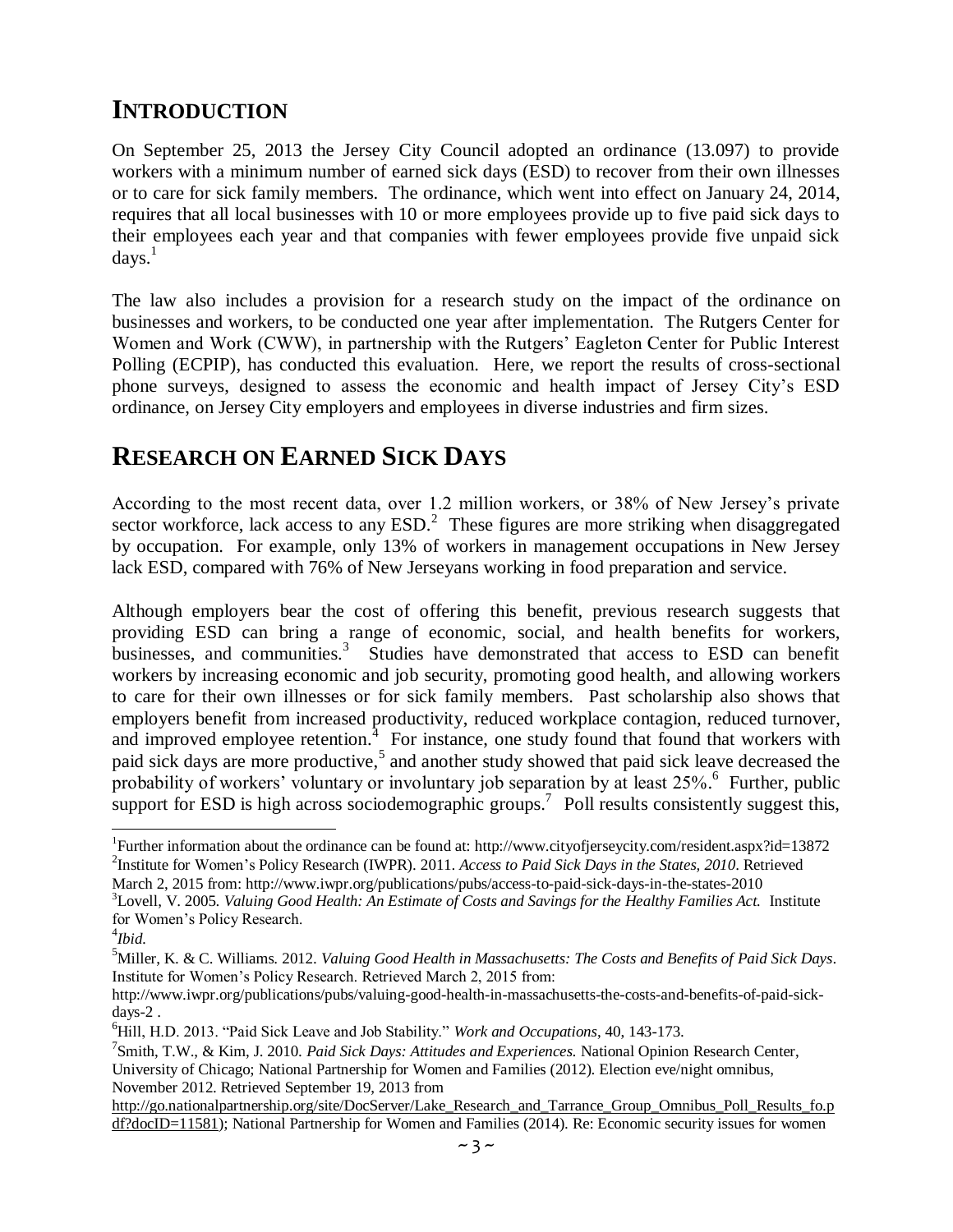## INTRODUCTION

On September 25, 2013 the Jersey City Council adopted an ordinance (13.097) to provide workers with a minimum number of earned sick days (ESD) to recover from their own illnesses or to care for sick family members. The ordinance, which went into effect on January 24, 2014, requires that all local businesses with 10 or more employees provide up to five paid sick days to their employees each year and that companies with fewer employees provide five unpaid sick days.[1]

The law also includes a provision for a research study on the impact of the ordinance on businesses and workers, to be conducted one year after implementation. The Rutgers Center for Women and Work (CWW), in partnership with the Rutgers' Eagleton Center for Public Interest Polling (ECPIP), has conducted this evaluation. Here, we report the results of cross-sectional phone surveys, designed to assess the economic and health impact of Jersey City's ESD ordinance, on Jersey City employers and employees in diverse industries and firm sizes.

## RESEARCH ON EARNED SICK DAYS

According to the most recent data, over 1.2 million workers, or 38% of New Jersey's private sector workforce, lack access to any ESD.[2] These figures are more striking when disaggregated by occupation. For example, only 13% of workers in management occupations in New Jersey lack ESD, compared with 76% of New Jerseyans working in food preparation and service.

Although employers bear the cost of offering this benefit, previous research suggests that providing ESD can bring a range of economic, social, and health benefits for workers, businesses, and communities.[3] Studies have demonstrated that access to ESD can benefit workers by increasing economic and job security, promoting good health, and allowing workers to care for their own illnesses or for sick family members. Past scholarship also shows that employers benefit from increased productivity, reduced workplace contagion, reduced turnover, and improved employee retention.[4] For instance, one study found that found that workers with paid sick days are more productive,[5] and another study showed that paid sick leave decreased the probability of workers' voluntary or involuntary job separation by at least 25%.[6] Further, public support for ESD is high across sociodemographic groups.[7] Poll results consistently suggest this,

---

[1] Further information about the ordinance can be found at: http://www.cityofjerseycity.com/resident.aspx?id=13872

[2] Institute for Women's Policy Research (IWPR). 2011. *Access to Paid Sick Days in the States, 2010*. Retrieved March 2, 2015 from: http://www.iwpr.org/publications/pubs/access-to-paid-sick-days-in-the-states-2010

[3] Lovell, V. 2005. *Valuing Good Health: An Estimate of Costs and Savings for the Healthy Families Act.* Institute for Women's Policy Research.

[4] *Ibid.*

[5] Miller, K. & C. Williams. 2012. *Valuing Good Health in Massachusetts: The Costs and Benefits of Paid Sick Days*. Institute for Women's Policy Research. Retrieved March 2, 2015 from: http://www.iwpr.org/publications/pubs/valuing-good-health-in-massachusetts-the-costs-and-benefits-of-paid-sick-days-2 .

[6] Hill, H.D. 2013. "Paid Sick Leave and Job Stability." *Work and Occupations*, 40, 143-173.

[7] Smith, T.W., & Kim, J. 2010. *Paid Sick Days: Attitudes and Experiences.* National Opinion Research Center, University of Chicago; National Partnership for Women and Families (2012). Election eve/night omnibus, November 2012. Retrieved September 19, 2013 from http://go.nationalpartnership.org/site/DocServer/Lake_Research_and_Tarrance_Group_Omnibus_Poll_Results_fo.pdf?docID=11581); National Partnership for Women and Families (2014). Re: Economic security issues for women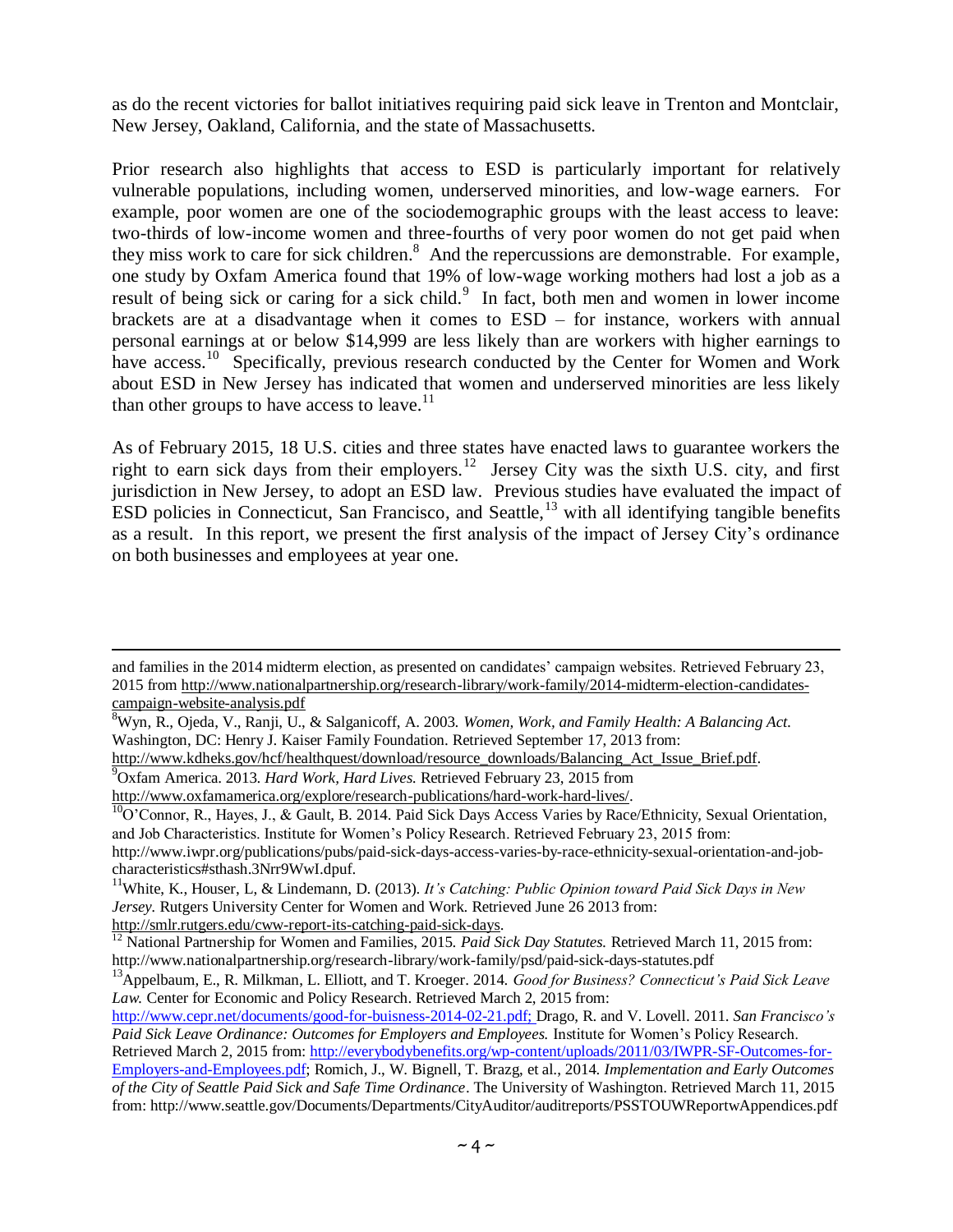as do the recent victories for ballot initiatives requiring paid sick leave in Trenton and Montclair, New Jersey, Oakland, California, and the state of Massachusetts.

Prior research also highlights that access to ESD is particularly important for relatively vulnerable populations, including women, underserved minorities, and low-wage earners. For example, poor women are one of the sociodemographic groups with the least access to leave: two-thirds of low-income women and three-fourths of very poor women do not get paid when they miss work to care for sick children.[8] And the repercussions are demonstrable. For example, one study by Oxfam America found that 19% of low-wage working mothers had lost a job as a result of being sick or caring for a sick child.[9] In fact, both men and women in lower income brackets are at a disadvantage when it comes to ESD – for instance, workers with annual personal earnings at or below $14,999 are less likely than are workers with higher earnings to have access.[10] Specifically, previous research conducted by the Center for Women and Work about ESD in New Jersey has indicated that women and underserved minorities are less likely than other groups to have access to leave.[11]

As of February 2015, 18 U.S. cities and three states have enacted laws to guarantee workers the right to earn sick days from their employers.[12] Jersey City was the sixth U.S. city, and first jurisdiction in New Jersey, to adopt an ESD law. Previous studies have evaluated the impact of ESD policies in Connecticut, San Francisco, and Seattle,[13] with all identifying tangible benefits as a result. In this report, we present the first analysis of the impact of Jersey City's ordinance on both businesses and employees at year one.

---

and families in the 2014 midterm election, as presented on candidates' campaign websites. Retrieved February 23, 2015 from http://www.nationalpartnership.org/research-library/work-family/2014-midterm-election-candidates-campaign-website-analysis.pdf

[8] Wyn, R., Ojeda, V., Ranji, U., & Salganicoff, A. 2003. *Women, Work, and Family Health: A Balancing Act.* Washington, DC: Henry J. Kaiser Family Foundation. Retrieved September 17, 2013 from: http://www.kdheks.gov/hcf/healthquest/download/resource_downloads/Balancing_Act_Issue_Brief.pdf.

[9] Oxfam America. 2013. *Hard Work, Hard Lives.* Retrieved February 23, 2015 from http://www.oxfamamerica.org/explore/research-publications/hard-work-hard-lives/.

[10] O'Connor, R., Hayes, J., & Gault, B. 2014. Paid Sick Days Access Varies by Race/Ethnicity, Sexual Orientation, and Job Characteristics. Institute for Women's Policy Research. Retrieved February 23, 2015 from: http://www.iwpr.org/publications/pubs/paid-sick-days-access-varies-by-race-ethnicity-sexual-orientation-and-job-characteristics#sthash.3Nrr9WwI.dpuf.

[11] White, K., Houser, L, & Lindemann, D. (2013). *It's Catching: Public Opinion toward Paid Sick Days in New Jersey.* Rutgers University Center for Women and Work. Retrieved June 26 2013 from: http://smlr.rutgers.edu/cww-report-its-catching-paid-sick-days.

[12] National Partnership for Women and Families, 2015. *Paid Sick Day Statutes.* Retrieved March 11, 2015 from: http://www.nationalpartnership.org/research-library/work-family/psd/paid-sick-days-statutes.pdf

[13] Appelbaum, E., R. Milkman, L. Elliott, and T. Kroeger. 2014. *Good for Business? Connecticut's Paid Sick Leave Law.* Center for Economic and Policy Research. Retrieved March 2, 2015 from: http://www.cepr.net/documents/good-for-buisness-2014-02-21.pdf; Drago, R. and V. Lovell. 2011. *San Francisco's Paid Sick Leave Ordinance: Outcomes for Employers and Employees.* Institute for Women's Policy Research. Retrieved March 2, 2015 from: http://everybodybenefits.org/wp-content/uploads/2011/03/IWPR-SF-Outcomes-for-Employers-and-Employees.pdf; Romich, J., W. Bignell, T. Brazg, et al., 2014. *Implementation and Early Outcomes of the City of Seattle Paid Sick and Safe Time Ordinance*. The University of Washington. Retrieved March 11, 2015 from: http://www.seattle.gov/Documents/Departments/CityAuditor/auditreports/PSSTOUWReportwAppendices.pdf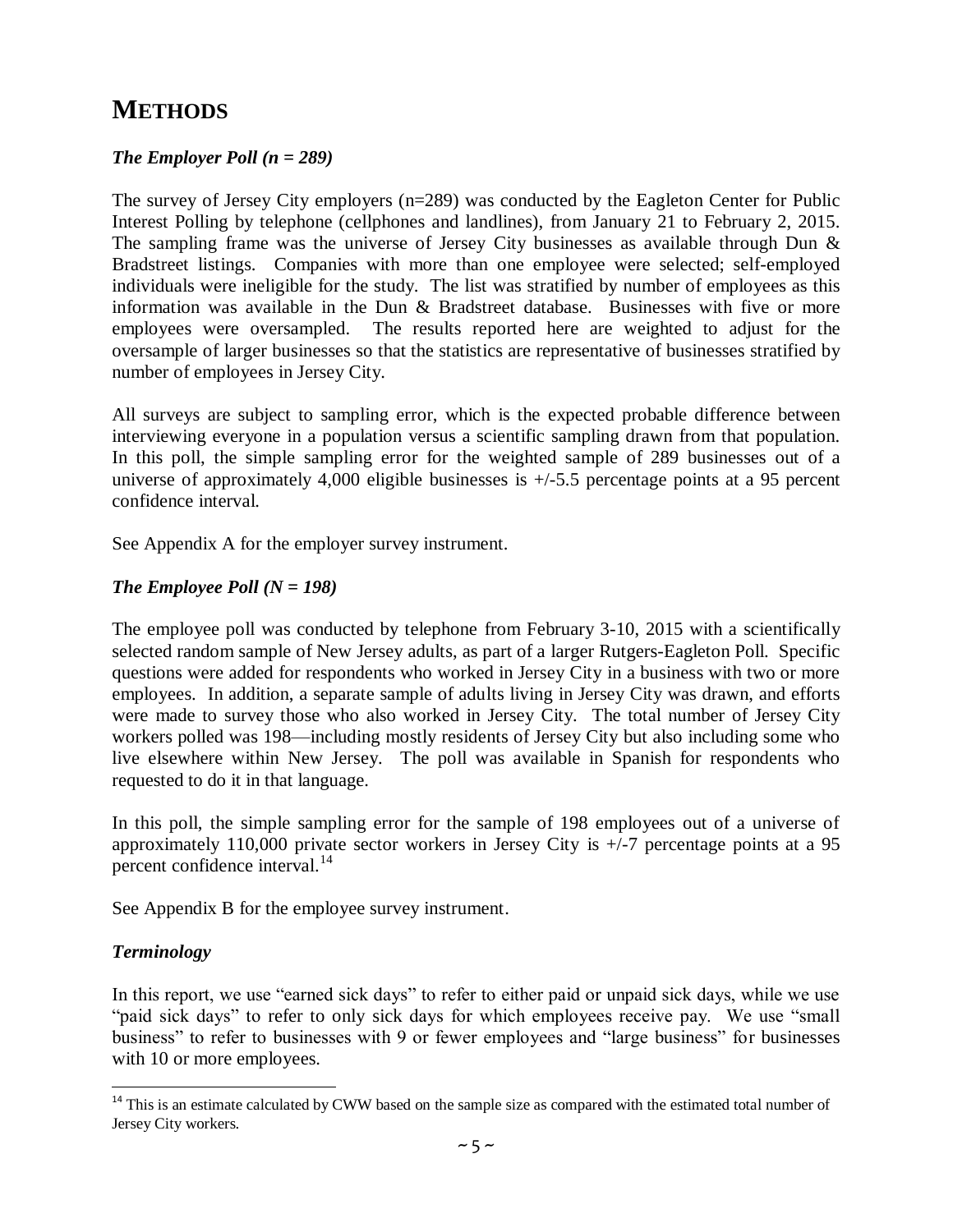# METHODS

### *The Employer Poll (n = 289)*

The survey of Jersey City employers (n=289) was conducted by the Eagleton Center for Public Interest Polling by telephone (cellphones and landlines), from January 21 to February 2, 2015. The sampling frame was the universe of Jersey City businesses as available through Dun & Bradstreet listings. Companies with more than one employee were selected; self-employed individuals were ineligible for the study. The list was stratified by number of employees as this information was available in the Dun & Bradstreet database. Businesses with five or more employees were oversampled. The results reported here are weighted to adjust for the oversample of larger businesses so that the statistics are representative of businesses stratified by number of employees in Jersey City.

All surveys are subject to sampling error, which is the expected probable difference between interviewing everyone in a population versus a scientific sampling drawn from that population. In this poll, the simple sampling error for the weighted sample of 289 businesses out of a universe of approximately 4,000 eligible businesses is +/-5.5 percentage points at a 95 percent confidence interval.

See Appendix A for the employer survey instrument.

### *The Employee Poll (N = 198)*

The employee poll was conducted by telephone from February 3-10, 2015 with a scientifically selected random sample of New Jersey adults, as part of a larger Rutgers-Eagleton Poll. Specific questions were added for respondents who worked in Jersey City in a business with two or more employees. In addition, a separate sample of adults living in Jersey City was drawn, and efforts were made to survey those who also worked in Jersey City. The total number of Jersey City workers polled was 198—including mostly residents of Jersey City but also including some who live elsewhere within New Jersey. The poll was available in Spanish for respondents who requested to do it in that language.

In this poll, the simple sampling error for the sample of 198 employees out of a universe of approximately 110,000 private sector workers in Jersey City is +/-7 percentage points at a 95 percent confidence interval.[14]

See Appendix B for the employee survey instrument.

### *Terminology*

In this report, we use "earned sick days" to refer to either paid or unpaid sick days, while we use "paid sick days" to refer to only sick days for which employees receive pay. We use "small business" to refer to businesses with 9 or fewer employees and "large business" for businesses with 10 or more employees.

[14] This is an estimate calculated by CWW based on the sample size as compared with the estimated total number of Jersey City workers.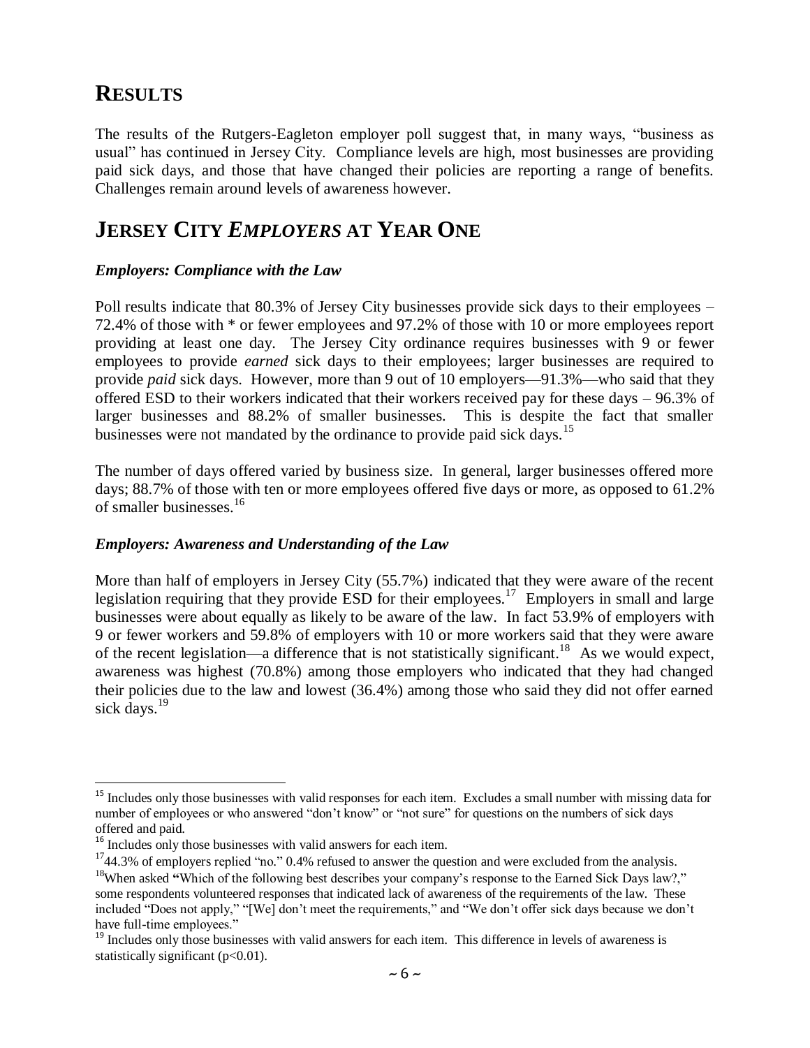# RESULTS

The results of the Rutgers-Eagleton employer poll suggest that, in many ways, "business as usual" has continued in Jersey City. Compliance levels are high, most businesses are providing paid sick days, and those that have changed their policies are reporting a range of benefits. Challenges remain around levels of awareness however.

# JERSEY CITY *EMPLOYERS* AT YEAR ONE

### *Employers: Compliance with the Law*

Poll results indicate that 80.3% of Jersey City businesses provide sick days to their employees – 72.4% of those with * or fewer employees and 97.2% of those with 10 or more employees report providing at least one day. The Jersey City ordinance requires businesses with 9 or fewer employees to provide *earned* sick days to their employees; larger businesses are required to provide *paid* sick days. However, more than 9 out of 10 employers—91.3%—who said that they offered ESD to their workers indicated that their workers received pay for these days – 96.3% of larger businesses and 88.2% of smaller businesses. This is despite the fact that smaller businesses were not mandated by the ordinance to provide paid sick days.[15]

The number of days offered varied by business size. In general, larger businesses offered more days; 88.7% of those with ten or more employees offered five days or more, as opposed to 61.2% of smaller businesses.[16]

### *Employers: Awareness and Understanding of the Law*

More than half of employers in Jersey City (55.7%) indicated that they were aware of the recent legislation requiring that they provide ESD for their employees.[17] Employers in small and large businesses were about equally as likely to be aware of the law. In fact 53.9% of employers with 9 or fewer workers and 59.8% of employers with 10 or more workers said that they were aware of the recent legislation—a difference that is not statistically significant.[18] As we would expect, awareness was highest (70.8%) among those employers who indicated that they had changed their policies due to the law and lowest (36.4%) among those who said they did not offer earned sick days.[19]

---

[15] Includes only those businesses with valid responses for each item. Excludes a small number with missing data for number of employees or who answered "don't know" or "not sure" for questions on the numbers of sick days offered and paid.

[16] Includes only those businesses with valid answers for each item.

[17] 44.3% of employers replied "no." 0.4% refused to answer the question and were excluded from the analysis.

[18] When asked **"**Which of the following best describes your company's response to the Earned Sick Days law?," some respondents volunteered responses that indicated lack of awareness of the requirements of the law. These included "Does not apply," "[We] don't meet the requirements," and "We don't offer sick days because we don't have full-time employees."

[19] Includes only those businesses with valid answers for each item. This difference in levels of awareness is statistically significant ($p<0.01$).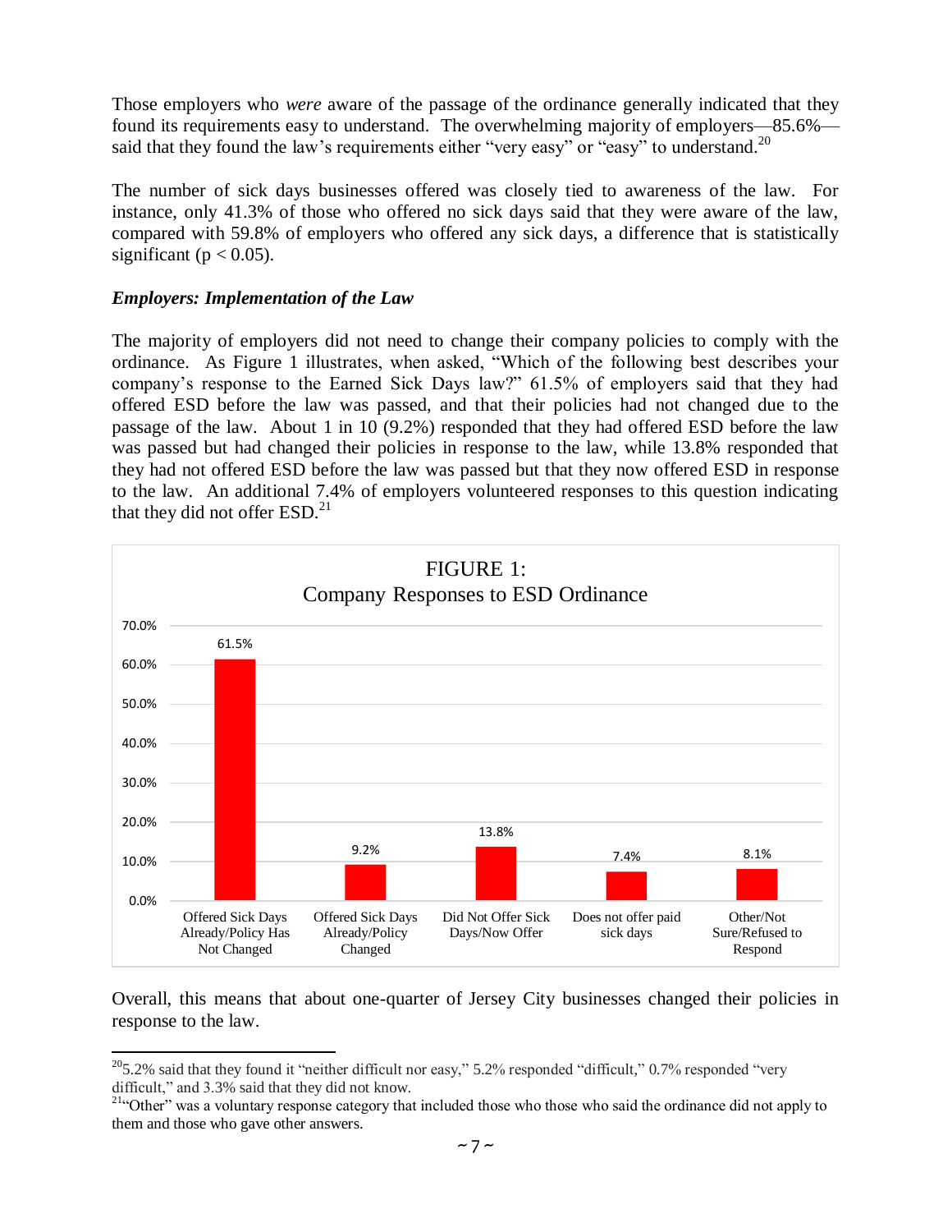Those employers who *were* aware of the passage of the ordinance generally indicated that they found its requirements easy to understand. The overwhelming majority of employers—85.6%—said that they found the law's requirements either "very easy" or "easy" to understand.[20]

The number of sick days businesses offered was closely tied to awareness of the law. For instance, only 41.3% of those who offered no sick days said that they were aware of the law, compared with 59.8% of employers who offered any sick days, a difference that is statistically significant ($p < 0.05$).

***Employers: Implementation of the Law***

The majority of employers did not need to change their company policies to comply with the ordinance. As Figure 1 illustrates, when asked, "Which of the following best describes your company's response to the Earned Sick Days law?" 61.5% of employers said that they had offered ESD before the law was passed, and that their policies had not changed due to the passage of the law. About 1 in 10 (9.2%) responded that they had offered ESD before the law was passed but had changed their policies in response to the law, while 13.8% responded that they had not offered ESD before the law was passed but that they now offered ESD in response to the law. An additional 7.4% of employers volunteered responses to this question indicating that they did not offer ESD.[21]

FIGURE 1:
Company Responses to ESD Ordinance

| Response | Percent |
|---|---|
| Offered Sick Days Already/Policy Has Not Changed | 61.5% |
| Offered Sick Days Already/Policy Changed | 9.2% |
| Did Not Offer Sick Days/Now Offer | 13.8% |
| Does not offer paid sick days | 7.4% |
| Other/Not Sure/Refused to Respond | 8.1% |

Overall, this means that about one-quarter of Jersey City businesses changed their policies in response to the law.

[20] 5.2% said that they found it "neither difficult nor easy," 5.2% responded "difficult," 0.7% responded "very difficult," and 3.3% said that they did not know.

[21] "Other" was a voluntary response category that included those who those who said the ordinance did not apply to them and those who gave other answers.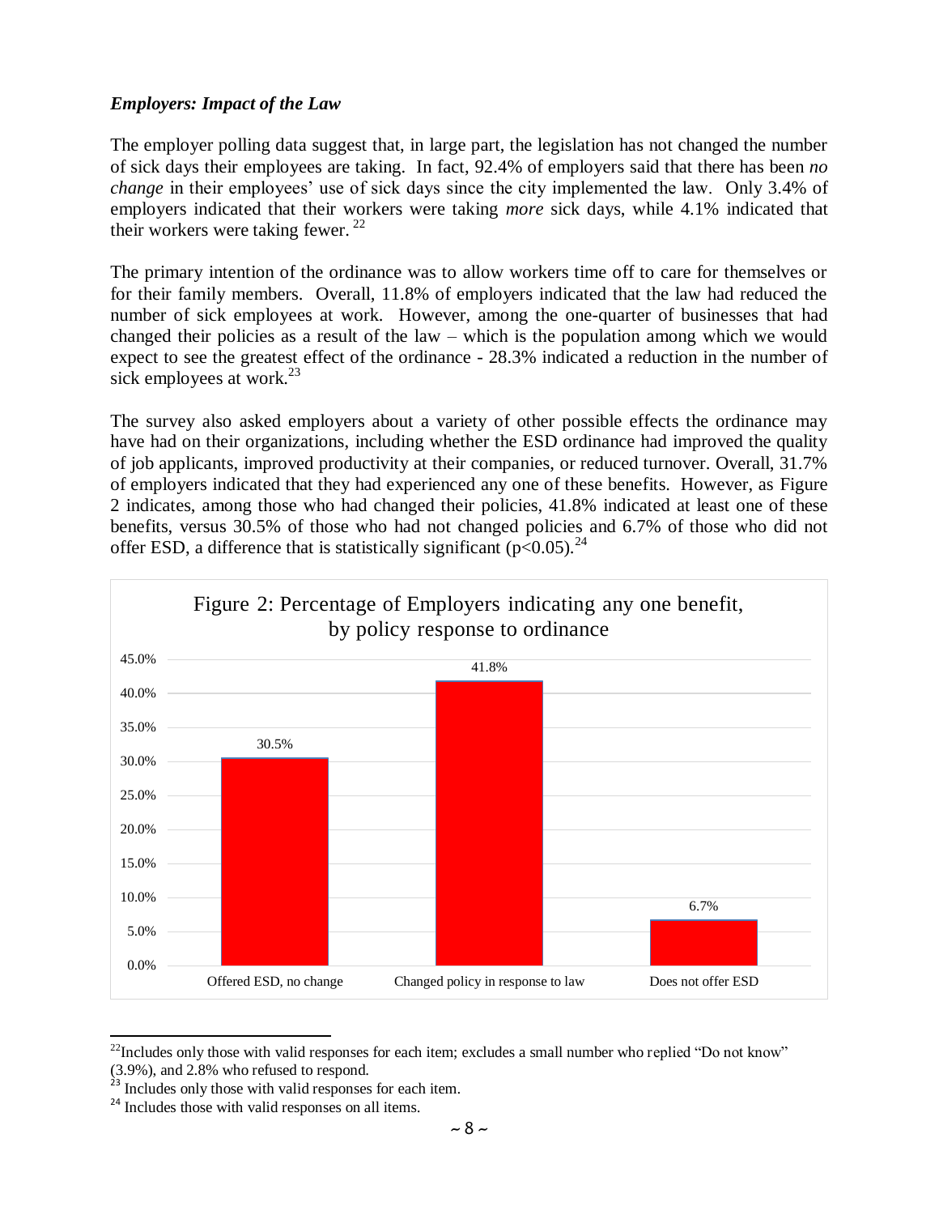### *Employers: Impact of the Law*

The employer polling data suggest that, in large part, the legislation has not changed the number of sick days their employees are taking. In fact, 92.4% of employers said that there has been *no change* in their employees' use of sick days since the city implemented the law. Only 3.4% of employers indicated that their workers were taking *more* sick days, while 4.1% indicated that their workers were taking fewer. [22]

The primary intention of the ordinance was to allow workers time off to care for themselves or for their family members. Overall, 11.8% of employers indicated that the law had reduced the number of sick employees at work. However, among the one-quarter of businesses that had changed their policies as a result of the law – which is the population among which we would expect to see the greatest effect of the ordinance - 28.3% indicated a reduction in the number of sick employees at work.[23]

The survey also asked employers about a variety of other possible effects the ordinance may have had on their organizations, including whether the ESD ordinance had improved the quality of job applicants, improved productivity at their companies, or reduced turnover. Overall, 31.7% of employers indicated that they had experienced any one of these benefits. However, as Figure 2 indicates, among those who had changed their policies, 41.8% indicated at least one of these benefits, versus 30.5% of those who had not changed policies and 6.7% of those who did not offer ESD, a difference that is statistically significant ($p<0.05$).[24]

Figure 2: Percentage of Employers indicating any one benefit, by policy response to ordinance

| Policy response | Percentage |
| --- | --- |
| Offered ESD, no change | 30.5% |
| Changed policy in response to law | 41.8% |
| Does not offer ESD | 6.7% |

[22] Includes only those with valid responses for each item; excludes a small number who replied "Do not know" (3.9%), and 2.8% who refused to respond.

[23] Includes only those with valid responses for each item.

[24] Includes those with valid responses on all items.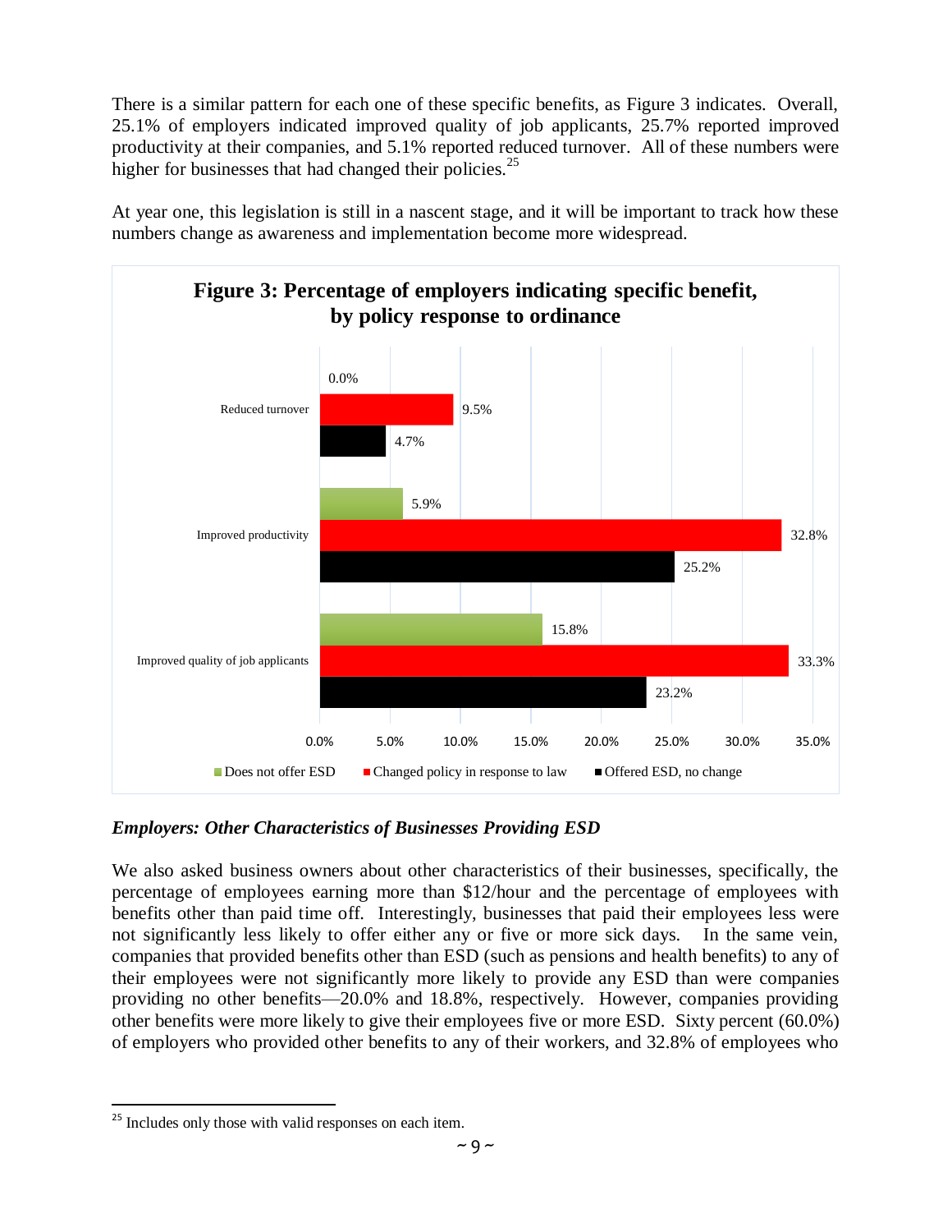There is a similar pattern for each one of these specific benefits, as Figure 3 indicates. Overall, 25.1% of employers indicated improved quality of job applicants, 25.7% reported improved productivity at their companies, and 5.1% reported reduced turnover. All of these numbers were higher for businesses that had changed their policies.[25]

At year one, this legislation is still in a nascent stage, and it will be important to track how these numbers change as awareness and implementation become more widespread.

**Figure 3: Percentage of employers indicating specific benefit, by policy response to ordinance**

| | Does not offer ESD | Changed policy in response to law | Offered ESD, no change |
|---|---|---|---|
| Reduced turnover | 0.0% | 9.5% | 4.7% |
| Improved productivity | 5.9% | 32.8% | 25.2% |
| Improved quality of job applicants | 15.8% | 33.3% | 23.2% |

### *Employers: Other Characteristics of Businesses Providing ESD*

We also asked business owners about other characteristics of their businesses, specifically, the percentage of employees earning more than $12/hour and the percentage of employees with benefits other than paid time off. Interestingly, businesses that paid their employees less were not significantly less likely to offer either any or five or more sick days. In the same vein, companies that provided benefits other than ESD (such as pensions and health benefits) to any of their employees were not significantly more likely to provide any ESD than were companies providing no other benefits—20.0% and 18.8%, respectively. However, companies providing other benefits were more likely to give their employees five or more ESD. Sixty percent (60.0%) of employers who provided other benefits to any of their workers, and 32.8% of employees who

[25] Includes only those with valid responses on each item.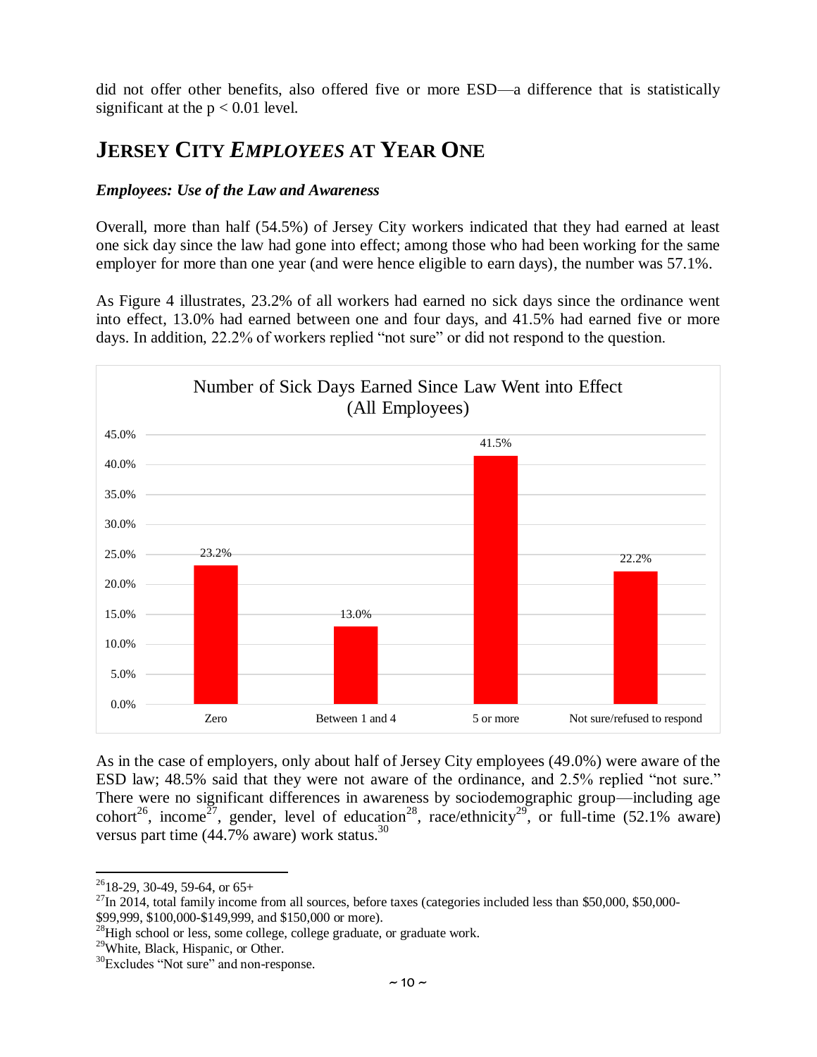did not offer other benefits, also offered five or more ESD—a difference that is statistically significant at the $p < 0.01$ level.

## JERSEY CITY *EMPLOYEES* AT YEAR ONE

### *Employees: Use of the Law and Awareness*

Overall, more than half (54.5%) of Jersey City workers indicated that they had earned at least one sick day since the law had gone into effect; among those who had been working for the same employer for more than one year (and were hence eligible to earn days), the number was 57.1%.

As Figure 4 illustrates, 23.2% of all workers had earned no sick days since the ordinance went into effect, 13.0% had earned between one and four days, and 41.5% had earned five or more days. In addition, 22.2% of workers replied "not sure" or did not respond to the question.

**Number of Sick Days Earned Since Law Went into Effect (All Employees)**

| Number of sick days | Percent |
|---|---|
| Zero | 23.2% |
| Between 1 and 4 | 13.0% |
| 5 or more | 41.5% |
| Not sure/refused to respond | 22.2% |

As in the case of employers, only about half of Jersey City employees (49.0%) were aware of the ESD law; 48.5% said that they were not aware of the ordinance, and 2.5% replied "not sure." There were no significant differences in awareness by sociodemographic group—including age cohort[26], income[27], gender, level of education[28], race/ethnicity[29], or full-time (52.1% aware) versus part time (44.7% aware) work status.[30]

---

[26] 18-29, 30-49, 59-64, or 65+

[27] In 2014, total family income from all sources, before taxes (categories included less than $50,000, $50,000-$99,999, $100,000-$149,999, and $150,000 or more).

[28] High school or less, some college, college graduate, or graduate work.

[29] White, Black, Hispanic, or Other.

[30] Excludes "Not sure" and non-response.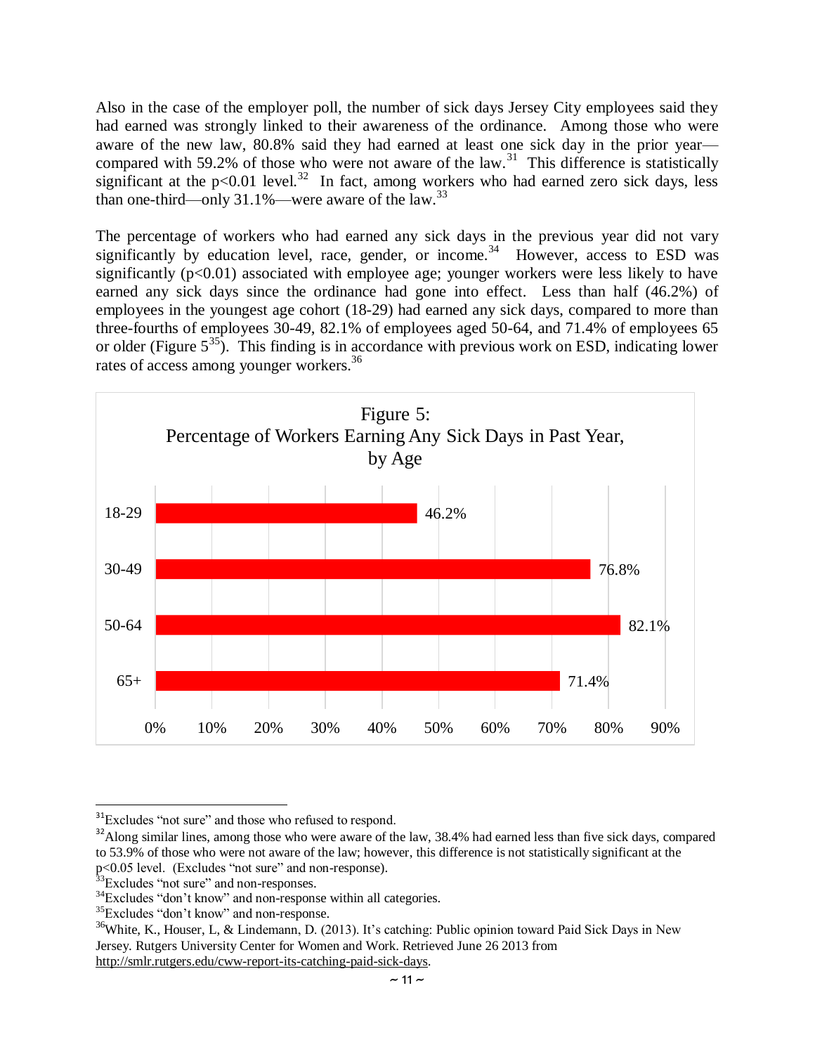Also in the case of the employer poll, the number of sick days Jersey City employees said they had earned was strongly linked to their awareness of the ordinance. Among those who were aware of the new law, 80.8% said they had earned at least one sick day in the prior year—compared with 59.2% of those who were not aware of the law.[31] This difference is statistically significant at the $p<0.01$ level.[32] In fact, among workers who had earned zero sick days, less than one-third—only 31.1%—were aware of the law.[33]

The percentage of workers who had earned any sick days in the previous year did not vary significantly by education level, race, gender, or income.[34] However, access to ESD was significantly ($p<0.01$) associated with employee age; younger workers were less likely to have earned any sick days since the ordinance had gone into effect. Less than half (46.2%) of employees in the youngest age cohort (18-29) had earned any sick days, compared to more than three-fourths of employees 30-49, 82.1% of employees aged 50-64, and 71.4% of employees 65 or older (Figure 5[35]). This finding is in accordance with previous work on ESD, indicating lower rates of access among younger workers.[36]

Figure 5:
Percentage of Workers Earning Any Sick Days in Past Year, by Age

| Age | Percentage |
|---|---|
| 18-29 | 46.2% |
| 30-49 | 76.8% |
| 50-64 | 82.1% |
| 65+ | 71.4% |

---

[31] Excludes "not sure" and those who refused to respond.

[32] Along similar lines, among those who were aware of the law, 38.4% had earned less than five sick days, compared to 53.9% of those who were not aware of the law; however, this difference is not statistically significant at the $p<0.05$ level. (Excludes "not sure" and non-response).

[33] Excludes "not sure" and non-responses.

[34] Excludes "don't know" and non-response within all categories.

[35] Excludes "don't know" and non-response.

[36] White, K., Houser, L, & Lindemann, D. (2013). It's catching: Public opinion toward Paid Sick Days in New Jersey. Rutgers University Center for Women and Work. Retrieved June 26 2013 from http://smlr.rutgers.edu/cww-report-its-catching-paid-sick-days.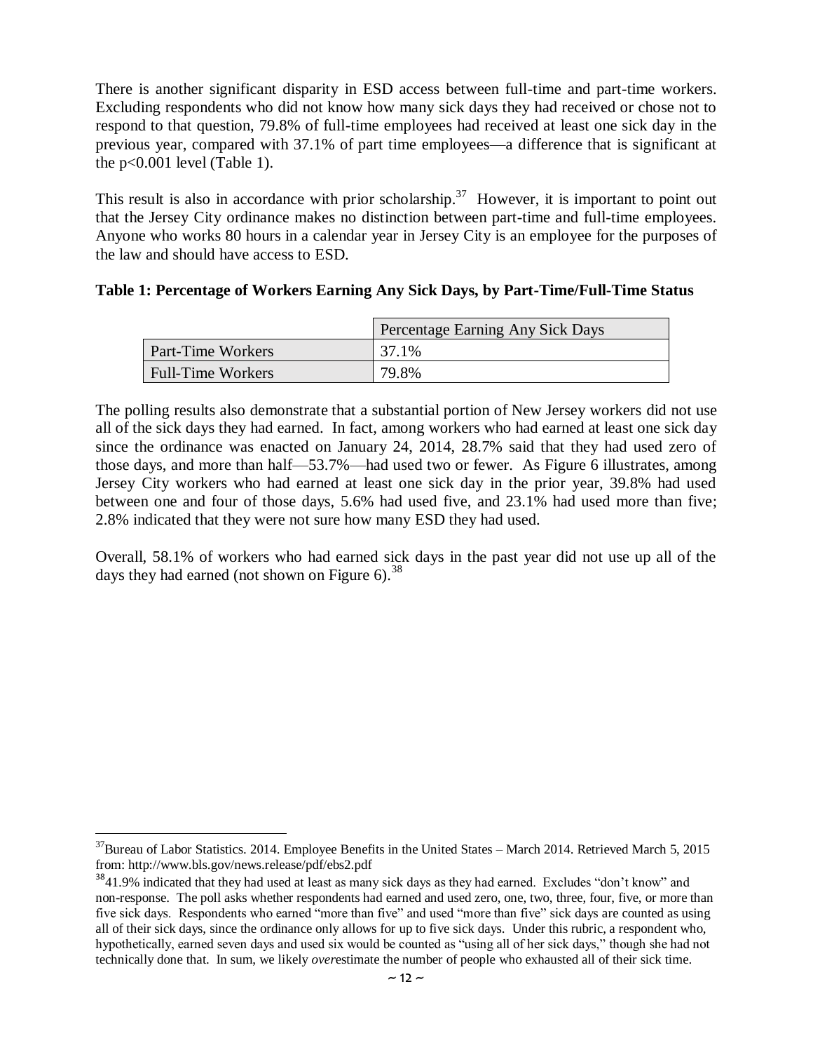There is another significant disparity in ESD access between full-time and part-time workers. Excluding respondents who did not know how many sick days they had received or chose not to respond to that question, 79.8% of full-time employees had received at least one sick day in the previous year, compared with 37.1% of part time employees—a difference that is significant at the $p<0.001$ level (Table 1).

This result is also in accordance with prior scholarship.[37] However, it is important to point out that the Jersey City ordinance makes no distinction between part-time and full-time employees. Anyone who works 80 hours in a calendar year in Jersey City is an employee for the purposes of the law and should have access to ESD.

**Table 1: Percentage of Workers Earning Any Sick Days, by Part-Time/Full-Time Status**

| | Percentage Earning Any Sick Days |
|---|---|
| Part-Time Workers | 37.1% |
| Full-Time Workers | 79.8% |

The polling results also demonstrate that a substantial portion of New Jersey workers did not use all of the sick days they had earned. In fact, among workers who had earned at least one sick day since the ordinance was enacted on January 24, 2014, 28.7% said that they had used zero of those days, and more than half—53.7%—had used two or fewer. As Figure 6 illustrates, among Jersey City workers who had earned at least one sick day in the prior year, 39.8% had used between one and four of those days, 5.6% had used five, and 23.1% had used more than five; 2.8% indicated that they were not sure how many ESD they had used.

Overall, 58.1% of workers who had earned sick days in the past year did not use up all of the days they had earned (not shown on Figure 6).[38]

---

[37] Bureau of Labor Statistics. 2014. Employee Benefits in the United States – March 2014. Retrieved March 5, 2015 from: http://www.bls.gov/news.release/pdf/ebs2.pdf

[38] 41.9% indicated that they had used at least as many sick days as they had earned. Excludes "don't know" and non-response. The poll asks whether respondents had earned and used zero, one, two, three, four, five, or more than five sick days. Respondents who earned "more than five" and used "more than five" sick days are counted as using all of their sick days, since the ordinance only allows for up to five sick days. Under this rubric, a respondent who, hypothetically, earned seven days and used six would be counted as "using all of her sick days," though she had not technically done that. In sum, we likely *over*estimate the number of people who exhausted all of their sick time.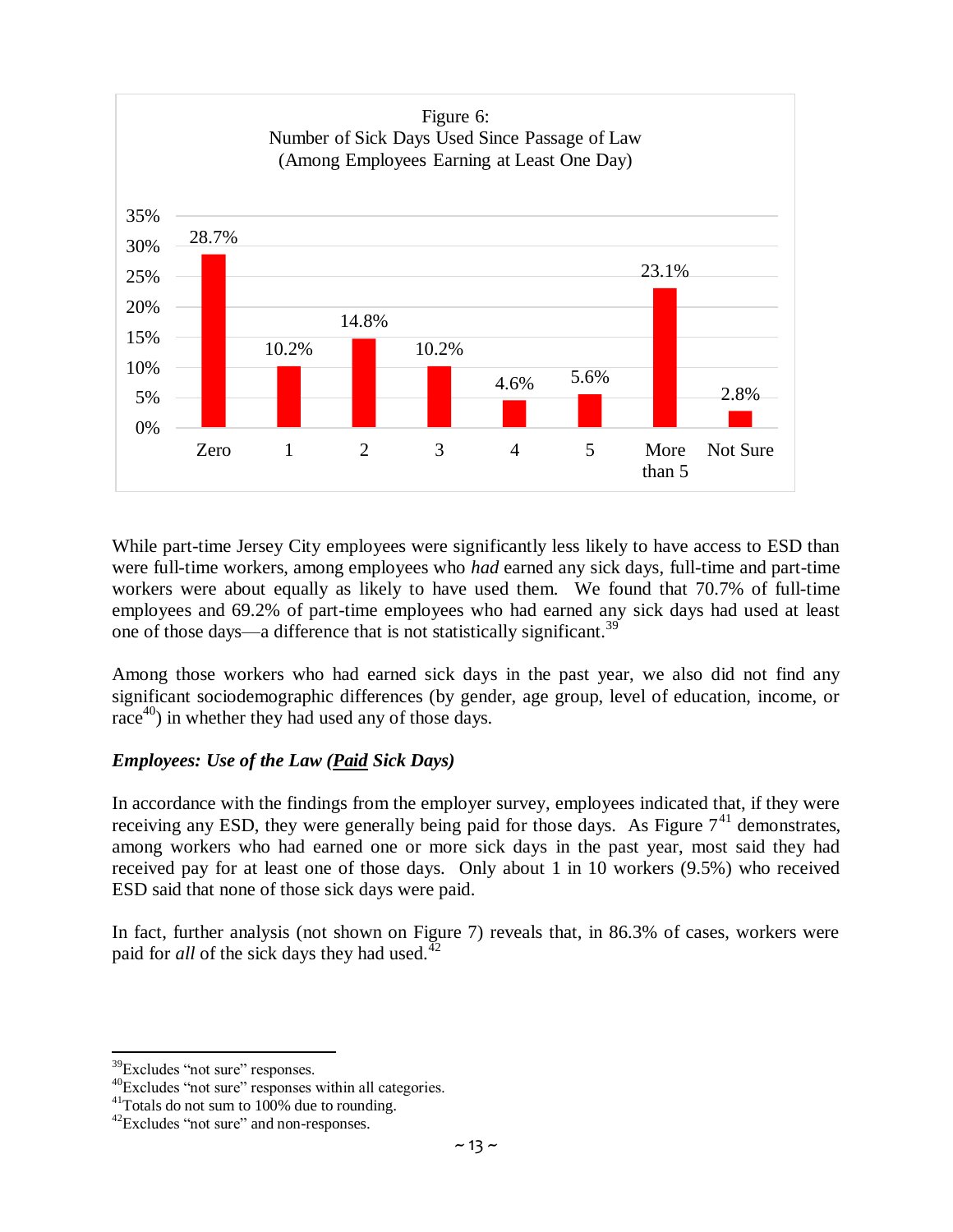Figure 6:
Number of Sick Days Used Since Passage of Law
(Among Employees Earning at Least One Day)

| Number of Sick Days | Percent |
| --- | --- |
| Zero | 28.7% |
| 1 | 10.2% |
| 2 | 14.8% |
| 3 | 10.2% |
| 4 | 4.6% |
| 5 | 5.6% |
| More than 5 | 23.1% |
| Not Sure | 2.8% |

While part-time Jersey City employees were significantly less likely to have access to ESD than were full-time workers, among employees who *had* earned any sick days, full-time and part-time workers were about equally as likely to have used them. We found that 70.7% of full-time employees and 69.2% of part-time employees who had earned any sick days had used at least one of those days—a difference that is not statistically significant.[39]

Among those workers who had earned sick days in the past year, we also did not find any significant sociodemographic differences (by gender, age group, level of education, income, or race[40]) in whether they had used any of those days.

### *Employees: Use of the Law (Paid Sick Days)*

In accordance with the findings from the employer survey, employees indicated that, if they were receiving any ESD, they were generally being paid for those days. As Figure 7[41] demonstrates, among workers who had earned one or more sick days in the past year, most said they had received pay for at least one of those days. Only about 1 in 10 workers (9.5%) who received ESD said that none of those sick days were paid.

In fact, further analysis (not shown on Figure 7) reveals that, in 86.3% of cases, workers were paid for *all* of the sick days they had used.[42]

---

[39] Excludes "not sure" responses.
[40] Excludes "not sure" responses within all categories.
[41] Totals do not sum to 100% due to rounding.
[42] Excludes "not sure" and non-responses.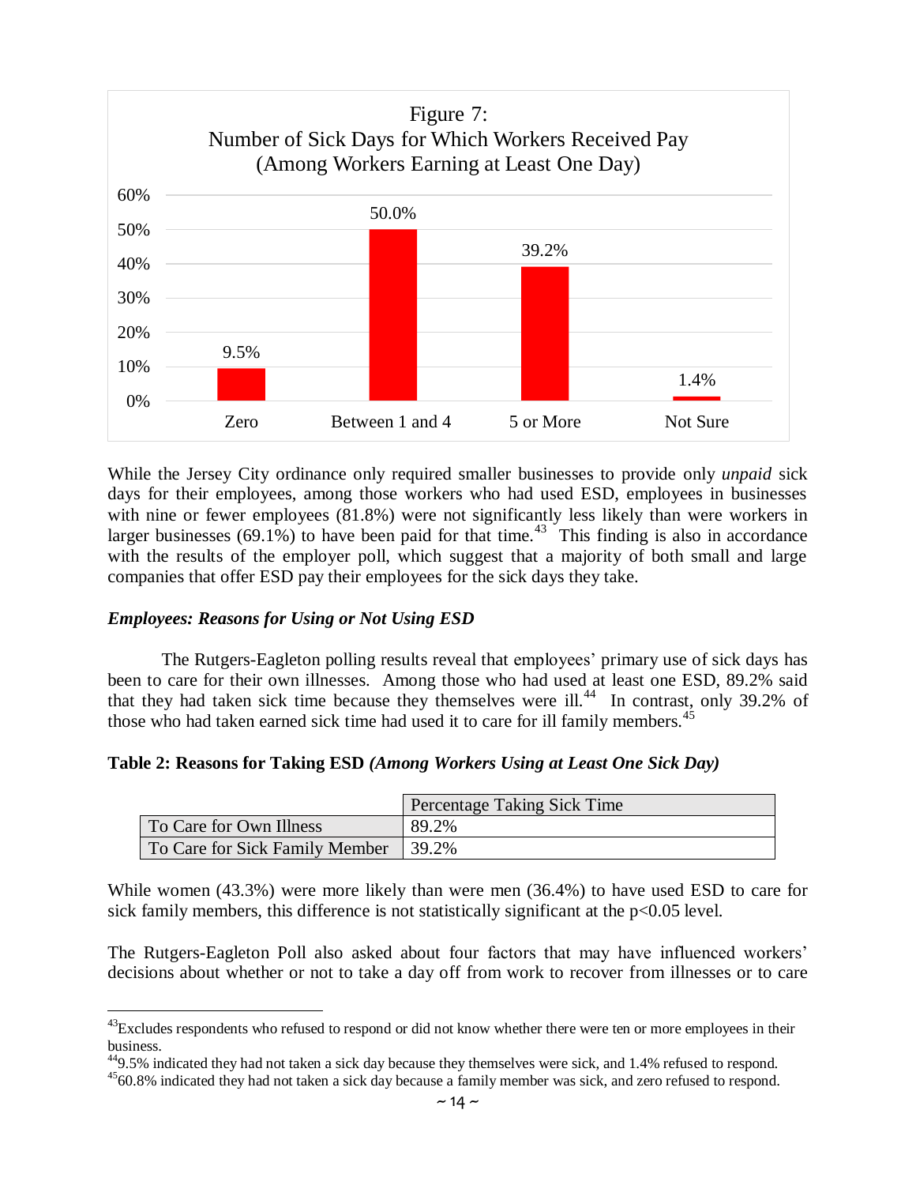Figure 7:
Number of Sick Days for Which Workers Received Pay
(Among Workers Earning at Least One Day)

| Zero | Between 1 and 4 | 5 or More | Not Sure |
|---|---|---|---|
| 9.5% | 50.0% | 39.2% | 1.4% |

While the Jersey City ordinance only required smaller businesses to provide only *unpaid* sick days for their employees, among those workers who had used ESD, employees in businesses with nine or fewer employees (81.8%) were not significantly less likely than were workers in larger businesses (69.1%) to have been paid for that time.[43] This finding is also in accordance with the results of the employer poll, which suggest that a majority of both small and large companies that offer ESD pay their employees for the sick days they take.

### *Employees: Reasons for Using or Not Using ESD*

The Rutgers-Eagleton polling results reveal that employees' primary use of sick days has been to care for their own illnesses. Among those who had used at least one ESD, 89.2% said that they had taken sick time because they themselves were ill.[44] In contrast, only 39.2% of those who had taken earned sick time had used it to care for ill family members.[45]

**Table 2: Reasons for Taking ESD *(Among Workers Using at Least One Sick Day)***

| | Percentage Taking Sick Time |
|---|---|
| To Care for Own Illness | 89.2% |
| To Care for Sick Family Member | 39.2% |

While women (43.3%) were more likely than were men (36.4%) to have used ESD to care for sick family members, this difference is not statistically significant at the $p<0.05$ level.

The Rutgers-Eagleton Poll also asked about four factors that may have influenced workers' decisions about whether or not to take a day off from work to recover from illnesses or to care

---

[43] Excludes respondents who refused to respond or did not know whether there were ten or more employees in their business.

[44] 9.5% indicated they had not taken a sick day because they themselves were sick, and 1.4% refused to respond.

[45] 60.8% indicated they had not taken a sick day because a family member was sick, and zero refused to respond.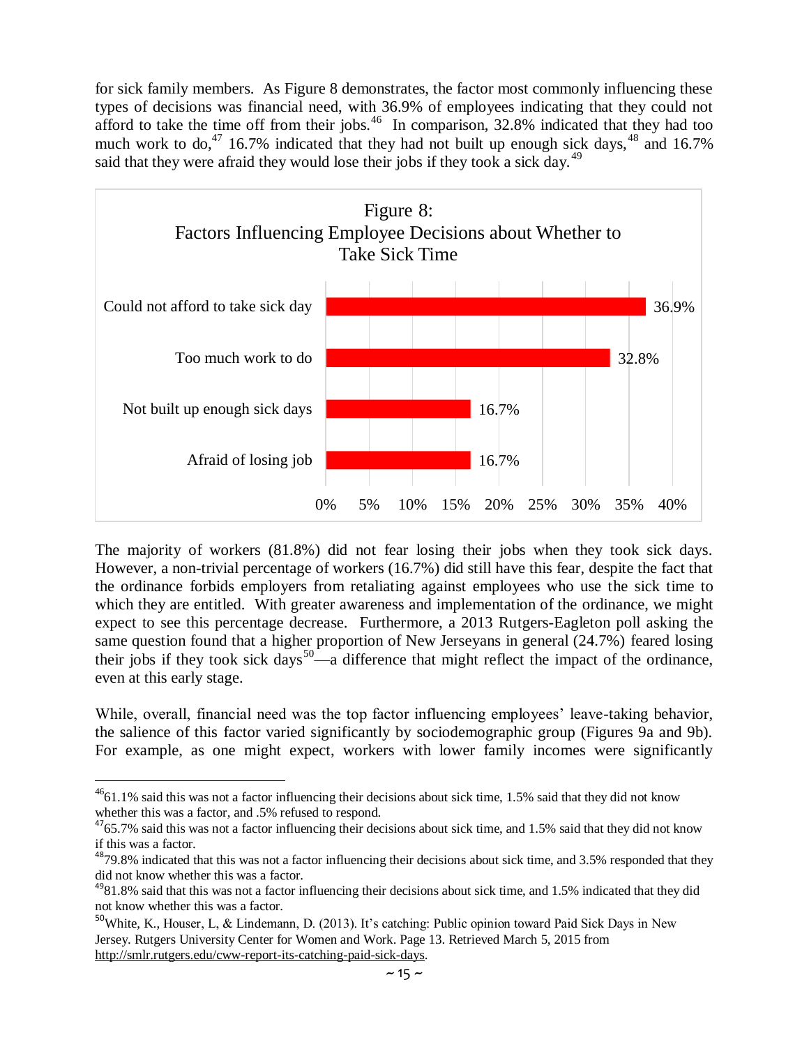for sick family members. As Figure 8 demonstrates, the factor most commonly influencing these types of decisions was financial need, with 36.9% of employees indicating that they could not afford to take the time off from their jobs.[46] In comparison, 32.8% indicated that they had too much work to do,[47] 16.7% indicated that they had not built up enough sick days,[48] and 16.7% said that they were afraid they would lose their jobs if they took a sick day.[49]

Figure 8: Factors Influencing Employee Decisions about Whether to Take Sick Time

| Factor | Percentage |
|---|---|
| Could not afford to take sick day | 36.9% |
| Too much work to do | 32.8% |
| Not built up enough sick days | 16.7% |
| Afraid of losing job | 16.7% |

The majority of workers (81.8%) did not fear losing their jobs when they took sick days. However, a non-trivial percentage of workers (16.7%) did still have this fear, despite the fact that the ordinance forbids employers from retaliating against employees who use the sick time to which they are entitled. With greater awareness and implementation of the ordinance, we might expect to see this percentage decrease. Furthermore, a 2013 Rutgers-Eagleton poll asking the same question found that a higher proportion of New Jerseyans in general (24.7%) feared losing their jobs if they took sick days[50]—a difference that might reflect the impact of the ordinance, even at this early stage.

While, overall, financial need was the top factor influencing employees' leave-taking behavior, the salience of this factor varied significantly by sociodemographic group (Figures 9a and 9b). For example, as one might expect, workers with lower family incomes were significantly

---

[46] 61.1% said this was not a factor influencing their decisions about sick time, 1.5% said that they did not know whether this was a factor, and .5% refused to respond.

[47] 65.7% said this was not a factor influencing their decisions about sick time, and 1.5% said that they did not know if this was a factor.

[48] 79.8% indicated that this was not a factor influencing their decisions about sick time, and 3.5% responded that they did not know whether this was a factor.

[49] 81.8% said that this was not a factor influencing their decisions about sick time, and 1.5% indicated that they did not know whether this was a factor.

[50] White, K., Houser, L, & Lindemann, D. (2013). It's catching: Public opinion toward Paid Sick Days in New Jersey. Rutgers University Center for Women and Work. Page 13. Retrieved March 5, 2015 from http://smlr.rutgers.edu/cww-report-its-catching-paid-sick-days.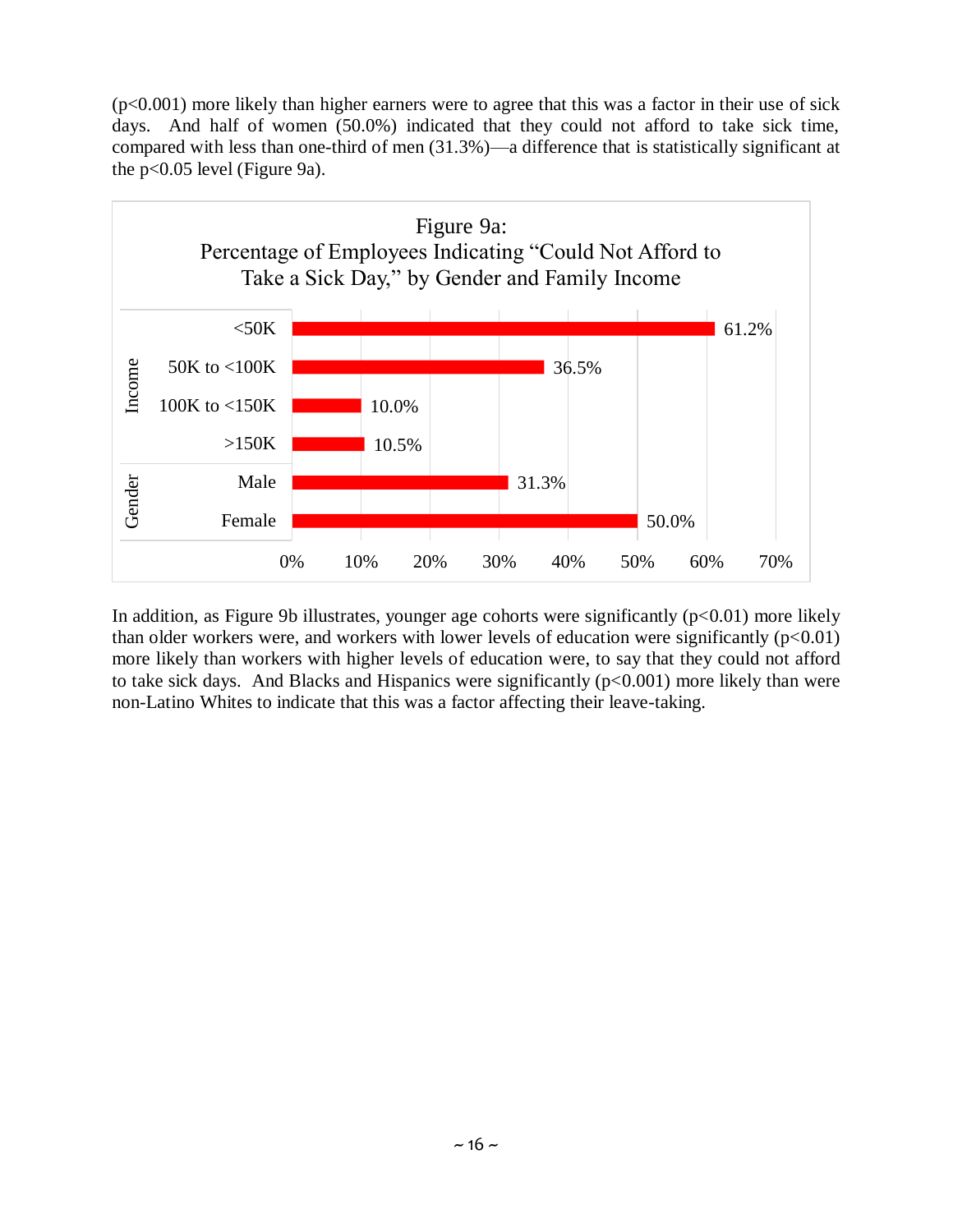($p<0.001$) more likely than higher earners were to agree that this was a factor in their use of sick days. And half of women (50.0%) indicated that they could not afford to take sick time, compared with less than one-third of men (31.3%)—a difference that is statistically significant at the $p<0.05$ level (Figure 9a).

Figure 9a:
Percentage of Employees Indicating "Could Not Afford to Take a Sick Day," by Gender and Family Income

| Category | Group | Percentage |
|---|---|---|
| Income | <50K | 61.2% |
| | 50K to <100K | 36.5% |
| | 100K to <150K | 10.0% |
| | >150K | 10.5% |
| Gender | Male | 31.3% |
| | Female | 50.0% |

In addition, as Figure 9b illustrates, younger age cohorts were significantly ($p<0.01$) more likely than older workers were, and workers with lower levels of education were significantly ($p<0.01$) more likely than workers with higher levels of education were, to say that they could not afford to take sick days. And Blacks and Hispanics were significantly ($p<0.001$) more likely than were non-Latino Whites to indicate that this was a factor affecting their leave-taking.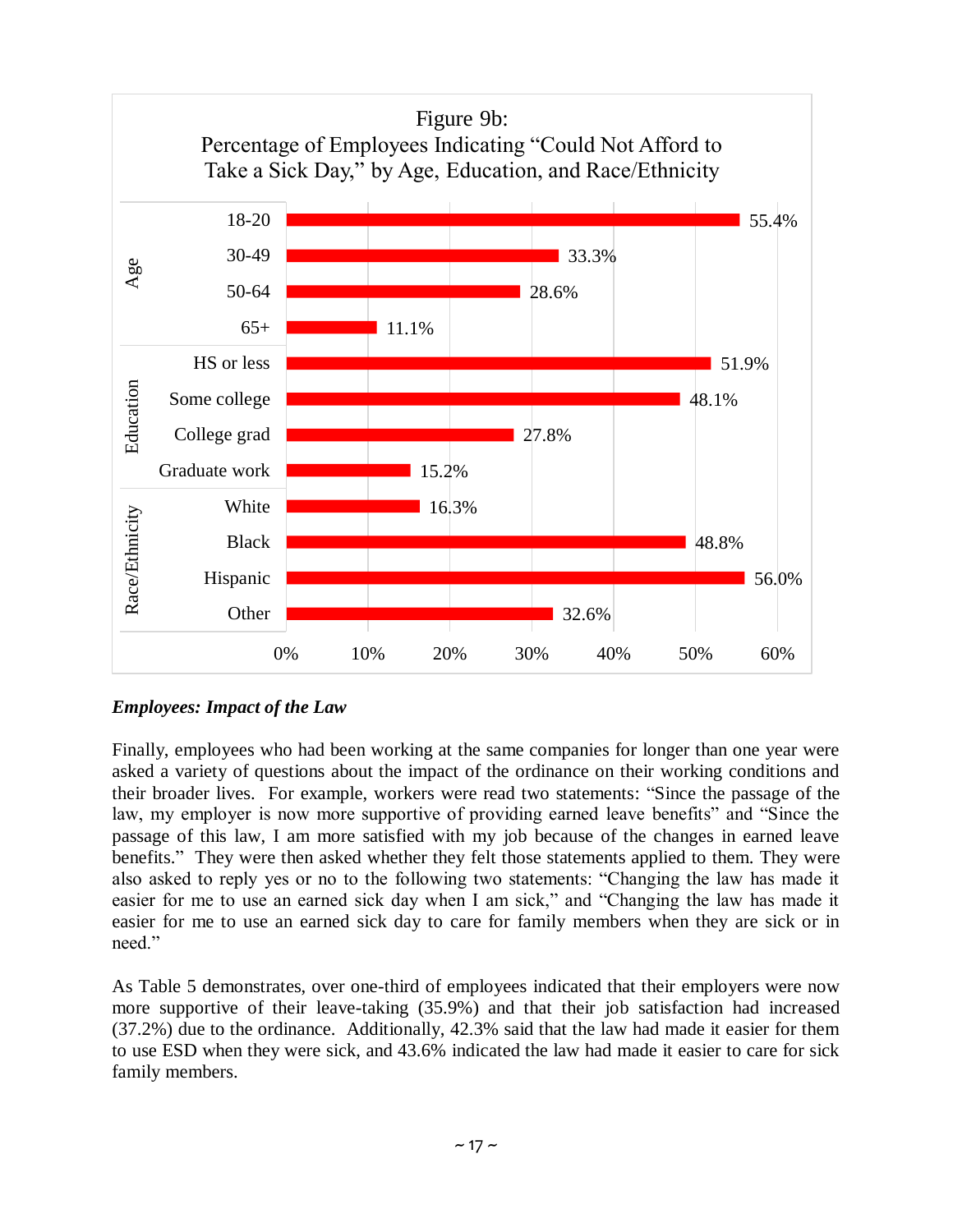Figure 9b:
Percentage of Employees Indicating "Could Not Afford to Take a Sick Day," by Age, Education, and Race/Ethnicity

| Category | Group | Percentage |
|---|---|---|
| Age | 18-20 | 55.4% |
| Age | 30-49 | 33.3% |
| Age | 50-64 | 28.6% |
| Age | 65+ | 11.1% |
| Education | HS or less | 51.9% |
| Education | Some college | 48.1% |
| Education | College grad | 27.8% |
| Education | Graduate work | 15.2% |
| Race/Ethnicity | White | 16.3% |
| Race/Ethnicity | Black | 48.8% |
| Race/Ethnicity | Hispanic | 56.0% |
| Race/Ethnicity | Other | 32.6% |

### *Employees: Impact of the Law*

Finally, employees who had been working at the same companies for longer than one year were asked a variety of questions about the impact of the ordinance on their working conditions and their broader lives. For example, workers were read two statements: "Since the passage of the law, my employer is now more supportive of providing earned leave benefits" and "Since the passage of this law, I am more satisfied with my job because of the changes in earned leave benefits." They were then asked whether they felt those statements applied to them. They were also asked to reply yes or no to the following two statements: "Changing the law has made it easier for me to use an earned sick day when I am sick," and "Changing the law has made it easier for me to use an earned sick day to care for family members when they are sick or in need."

As Table 5 demonstrates, over one-third of employees indicated that their employers were now more supportive of their leave-taking (35.9%) and that their job satisfaction had increased (37.2%) due to the ordinance. Additionally, 42.3% said that the law had made it easier for them to use ESD when they were sick, and 43.6% indicated the law had made it easier to care for sick family members.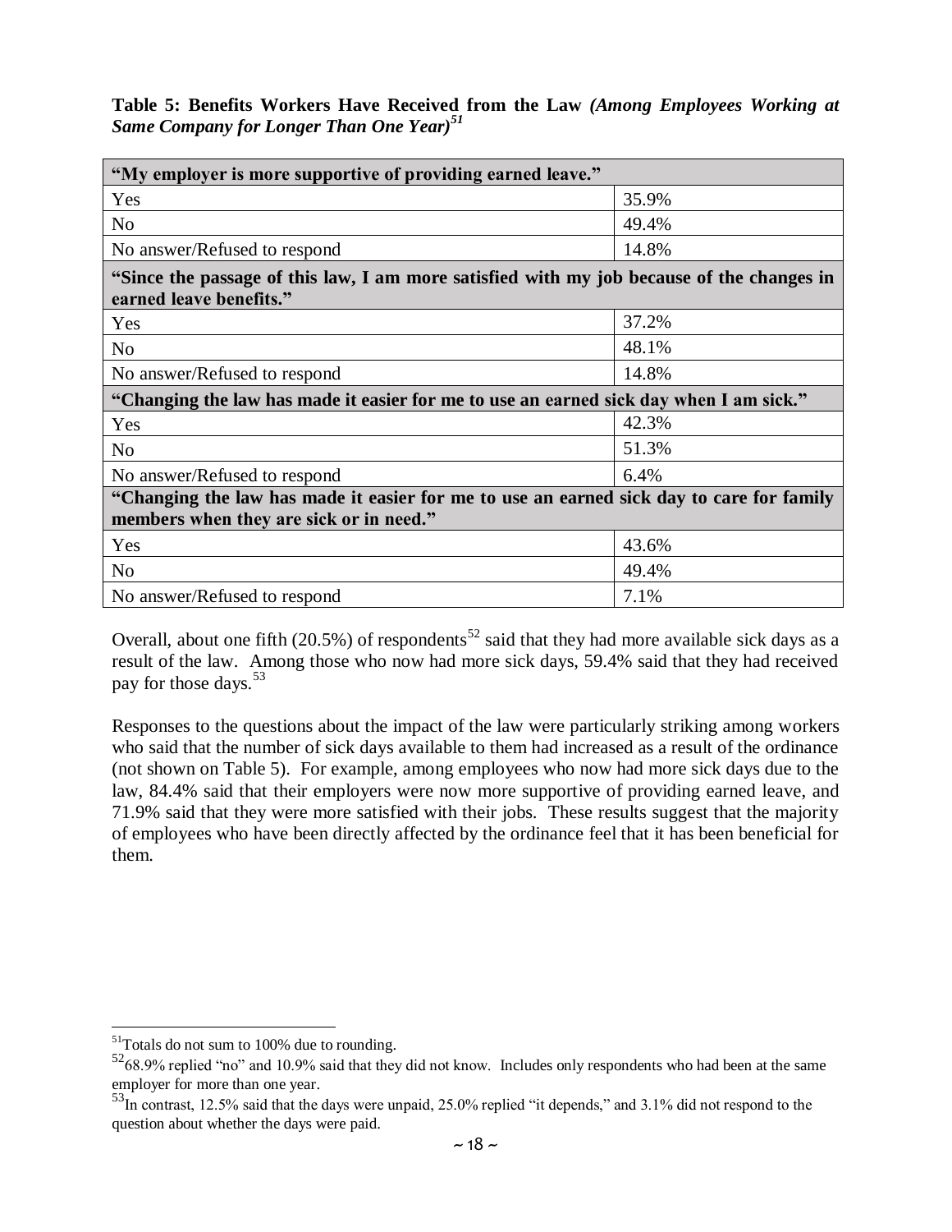**Table 5: Benefits Workers Have Received from the Law** ***(Among Employees Working at Same Company for Longer Than One Year)***[51]

| **"My employer is more supportive of providing earned leave."** | |
|---|---|
| Yes | 35.9% |
| No | 49.4% |
| No answer/Refused to respond | 14.8% |
| **"Since the passage of this law, I am more satisfied with my job because of the changes in earned leave benefits."** | |
| Yes | 37.2% |
| No | 48.1% |
| No answer/Refused to respond | 14.8% |
| **"Changing the law has made it easier for me to use an earned sick day when I am sick."** | |
| Yes | 42.3% |
| No | 51.3% |
| No answer/Refused to respond | 6.4% |
| **"Changing the law has made it easier for me to use an earned sick day to care for family members when they are sick or in need."** | |
| Yes | 43.6% |
| No | 49.4% |
| No answer/Refused to respond | 7.1% |

Overall, about one fifth (20.5%) of respondents[52] said that they had more available sick days as a result of the law. Among those who now had more sick days, 59.4% said that they had received pay for those days.[53]

Responses to the questions about the impact of the law were particularly striking among workers who said that the number of sick days available to them had increased as a result of the ordinance (not shown on Table 5). For example, among employees who now had more sick days due to the law, 84.4% said that their employers were now more supportive of providing earned leave, and 71.9% said that they were more satisfied with their jobs. These results suggest that the majority of employees who have been directly affected by the ordinance feel that it has been beneficial for them.

---

[51] Totals do not sum to 100% due to rounding.

[52] 68.9% replied "no" and 10.9% said that they did not know. Includes only respondents who had been at the same employer for more than one year.

[53] In contrast, 12.5% said that the days were unpaid, 25.0% replied "it depends," and 3.1% did not respond to the question about whether the days were paid.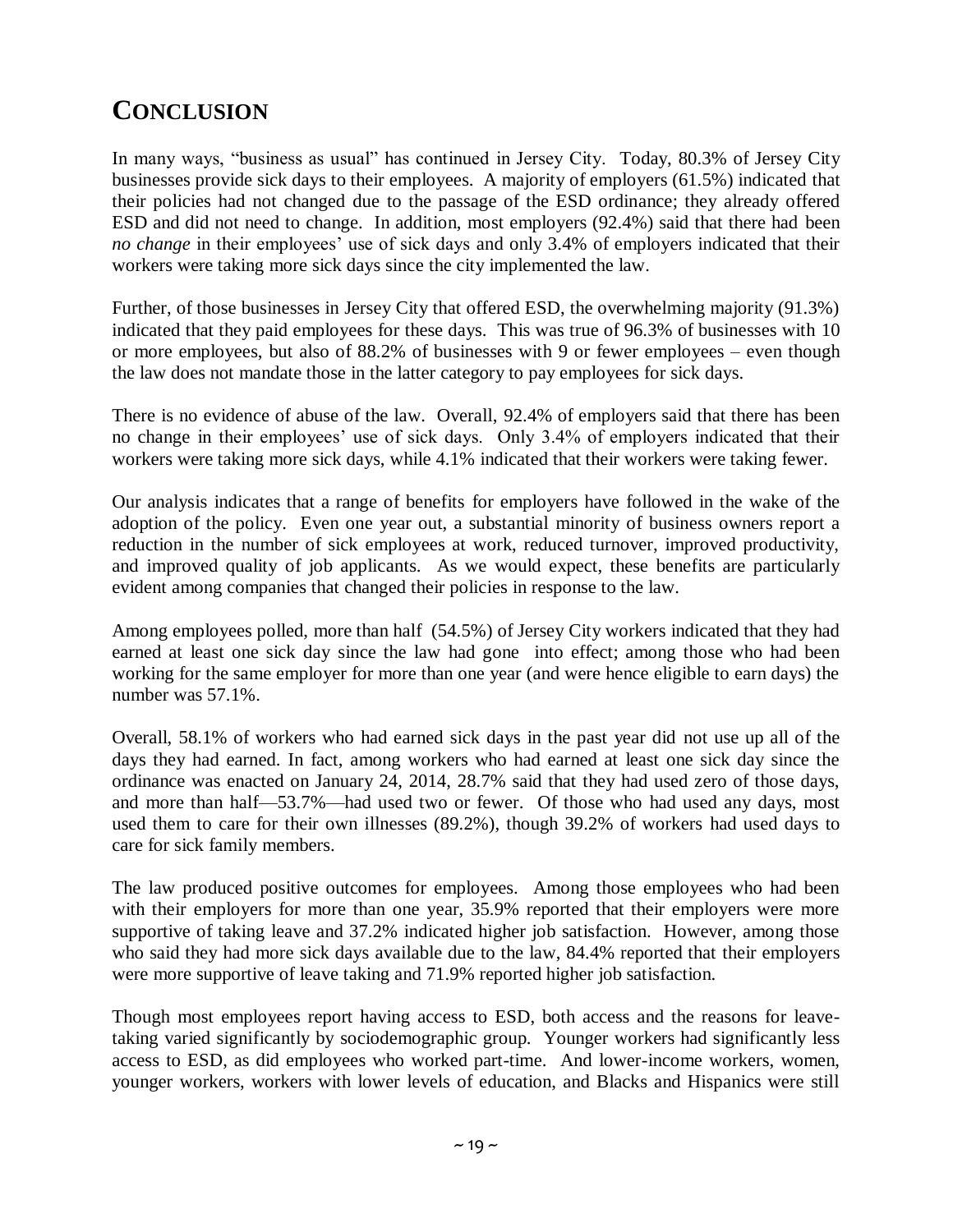## CONCLUSION

In many ways, "business as usual" has continued in Jersey City. Today, 80.3% of Jersey City businesses provide sick days to their employees. A majority of employers (61.5%) indicated that their policies had not changed due to the passage of the ESD ordinance; they already offered ESD and did not need to change. In addition, most employers (92.4%) said that there had been *no change* in their employees' use of sick days and only 3.4% of employers indicated that their workers were taking more sick days since the city implemented the law.

Further, of those businesses in Jersey City that offered ESD, the overwhelming majority (91.3%) indicated that they paid employees for these days. This was true of 96.3% of businesses with 10 or more employees, but also of 88.2% of businesses with 9 or fewer employees – even though the law does not mandate those in the latter category to pay employees for sick days.

There is no evidence of abuse of the law. Overall, 92.4% of employers said that there has been no change in their employees' use of sick days. Only 3.4% of employers indicated that their workers were taking more sick days, while 4.1% indicated that their workers were taking fewer.

Our analysis indicates that a range of benefits for employers have followed in the wake of the adoption of the policy. Even one year out, a substantial minority of business owners report a reduction in the number of sick employees at work, reduced turnover, improved productivity, and improved quality of job applicants. As we would expect, these benefits are particularly evident among companies that changed their policies in response to the law.

Among employees polled, more than half (54.5%) of Jersey City workers indicated that they had earned at least one sick day since the law had gone into effect; among those who had been working for the same employer for more than one year (and were hence eligible to earn days) the number was 57.1%.

Overall, 58.1% of workers who had earned sick days in the past year did not use up all of the days they had earned. In fact, among workers who had earned at least one sick day since the ordinance was enacted on January 24, 2014, 28.7% said that they had used zero of those days, and more than half—53.7%—had used two or fewer. Of those who had used any days, most used them to care for their own illnesses (89.2%), though 39.2% of workers had used days to care for sick family members.

The law produced positive outcomes for employees. Among those employees who had been with their employers for more than one year, 35.9% reported that their employers were more supportive of taking leave and 37.2% indicated higher job satisfaction. However, among those who said they had more sick days available due to the law, 84.4% reported that their employers were more supportive of leave taking and 71.9% reported higher job satisfaction.

Though most employees report having access to ESD, both access and the reasons for leave-taking varied significantly by sociodemographic group. Younger workers had significantly less access to ESD, as did employees who worked part-time. And lower-income workers, women, younger workers, workers with lower levels of education, and Blacks and Hispanics were still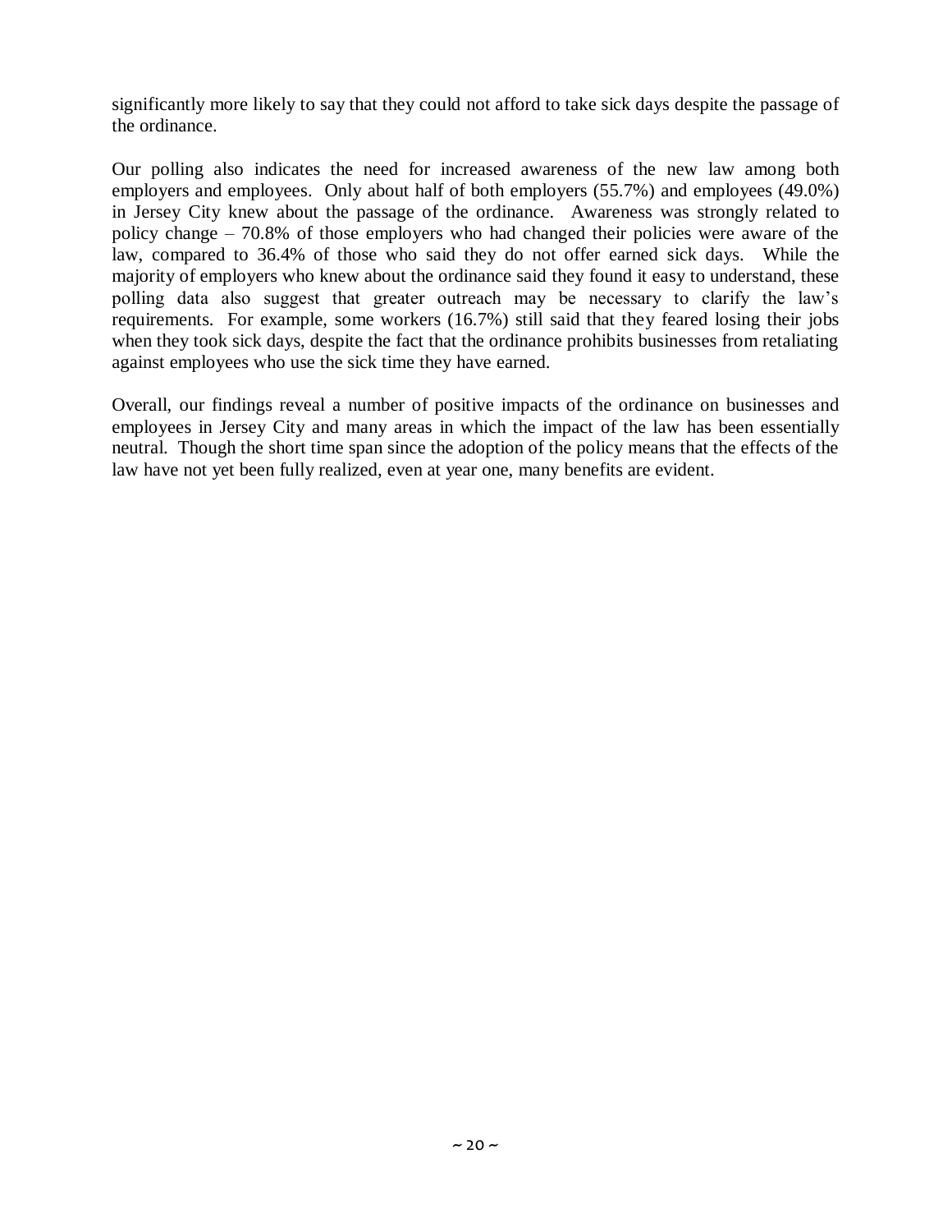significantly more likely to say that they could not afford to take sick days despite the passage of the ordinance.

Our polling also indicates the need for increased awareness of the new law among both employers and employees. Only about half of both employers (55.7%) and employees (49.0%) in Jersey City knew about the passage of the ordinance. Awareness was strongly related to policy change – 70.8% of those employers who had changed their policies were aware of the law, compared to 36.4% of those who said they do not offer earned sick days. While the majority of employers who knew about the ordinance said they found it easy to understand, these polling data also suggest that greater outreach may be necessary to clarify the law's requirements. For example, some workers (16.7%) still said that they feared losing their jobs when they took sick days, despite the fact that the ordinance prohibits businesses from retaliating against employees who use the sick time they have earned.

Overall, our findings reveal a number of positive impacts of the ordinance on businesses and employees in Jersey City and many areas in which the impact of the law has been essentially neutral. Though the short time span since the adoption of the policy means that the effects of the law have not yet been fully realized, even at year one, many benefits are evident.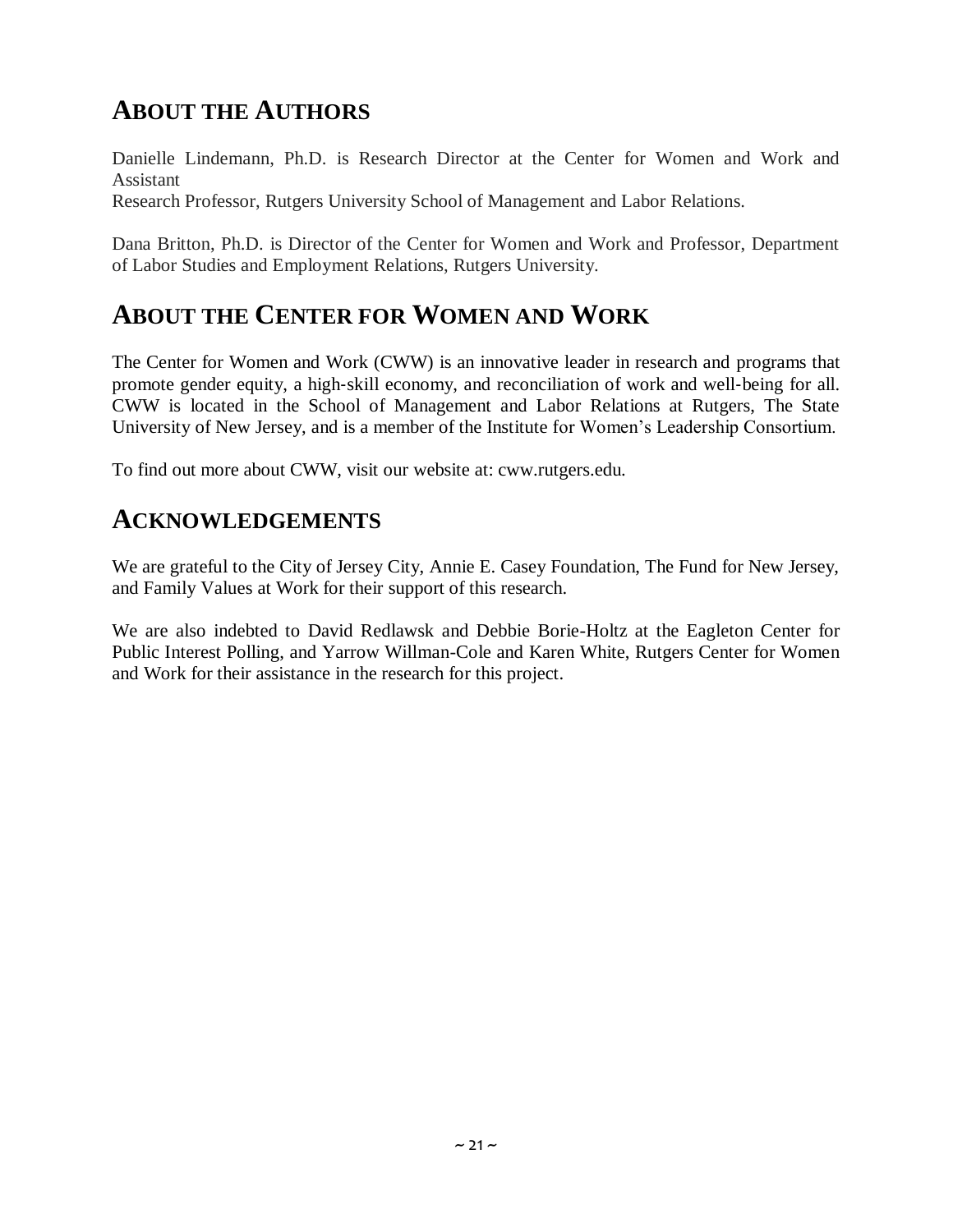## About the Authors

Danielle Lindemann, Ph.D. is Research Director at the Center for Women and Work and Assistant
Research Professor, Rutgers University School of Management and Labor Relations.

Dana Britton, Ph.D. is Director of the Center for Women and Work and Professor, Department of Labor Studies and Employment Relations, Rutgers University.

## About the Center for Women and Work

The Center for Women and Work (CWW) is an innovative leader in research and programs that promote gender equity, a high-skill economy, and reconciliation of work and well-being for all. CWW is located in the School of Management and Labor Relations at Rutgers, The State University of New Jersey, and is a member of the Institute for Women's Leadership Consortium.

To find out more about CWW, visit our website at: cww.rutgers.edu.

## Acknowledgements

We are grateful to the City of Jersey City, Annie E. Casey Foundation, The Fund for New Jersey, and Family Values at Work for their support of this research.

We are also indebted to David Redlawsk and Debbie Borie-Holtz at the Eagleton Center for Public Interest Polling, and Yarrow Willman-Cole and Karen White, Rutgers Center for Women and Work for their assistance in the research for this project.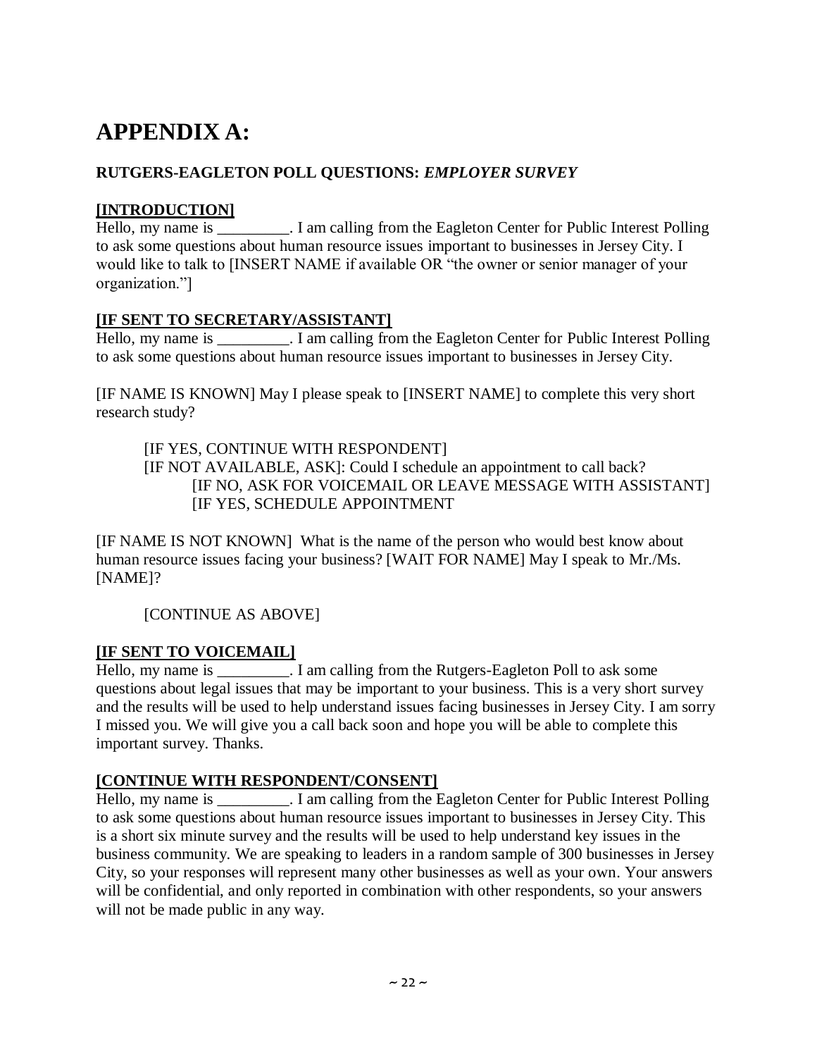# APPENDIX A:

**RUTGERS-EAGLETON POLL QUESTIONS:** ***EMPLOYER SURVEY***

**[INTRODUCTION]**

Hello, my name is _________. I am calling from the Eagleton Center for Public Interest Polling to ask some questions about human resource issues important to businesses in Jersey City. I would like to talk to [INSERT NAME if available OR "the owner or senior manager of your organization."]

**[IF SENT TO SECRETARY/ASSISTANT]**

Hello, my name is _________. I am calling from the Eagleton Center for Public Interest Polling to ask some questions about human resource issues important to businesses in Jersey City.

[IF NAME IS KNOWN] May I please speak to [INSERT NAME] to complete this very short research study?

> [IF YES, CONTINUE WITH RESPONDENT]
> [IF NOT AVAILABLE, ASK]: Could I schedule an appointment to call back?
>> [IF NO, ASK FOR VOICEMAIL OR LEAVE MESSAGE WITH ASSISTANT]
>> [IF YES, SCHEDULE APPOINTMENT

[IF NAME IS NOT KNOWN] What is the name of the person who would best know about human resource issues facing your business? [WAIT FOR NAME] May I speak to Mr./Ms. [NAME]?

> [CONTINUE AS ABOVE]

**[IF SENT TO VOICEMAIL]**

Hello, my name is _________. I am calling from the Rutgers-Eagleton Poll to ask some questions about legal issues that may be important to your business. This is a very short survey and the results will be used to help understand issues facing businesses in Jersey City. I am sorry I missed you. We will give you a call back soon and hope you will be able to complete this important survey. Thanks.

**[CONTINUE WITH RESPONDENT/CONSENT]**

Hello, my name is _________. I am calling from the Eagleton Center for Public Interest Polling to ask some questions about human resource issues important to businesses in Jersey City. This is a short six minute survey and the results will be used to help understand key issues in the business community. We are speaking to leaders in a random sample of 300 businesses in Jersey City, so your responses will represent many other businesses as well as your own. Your answers will be confidential, and only reported in combination with other respondents, so your answers will not be made public in any way.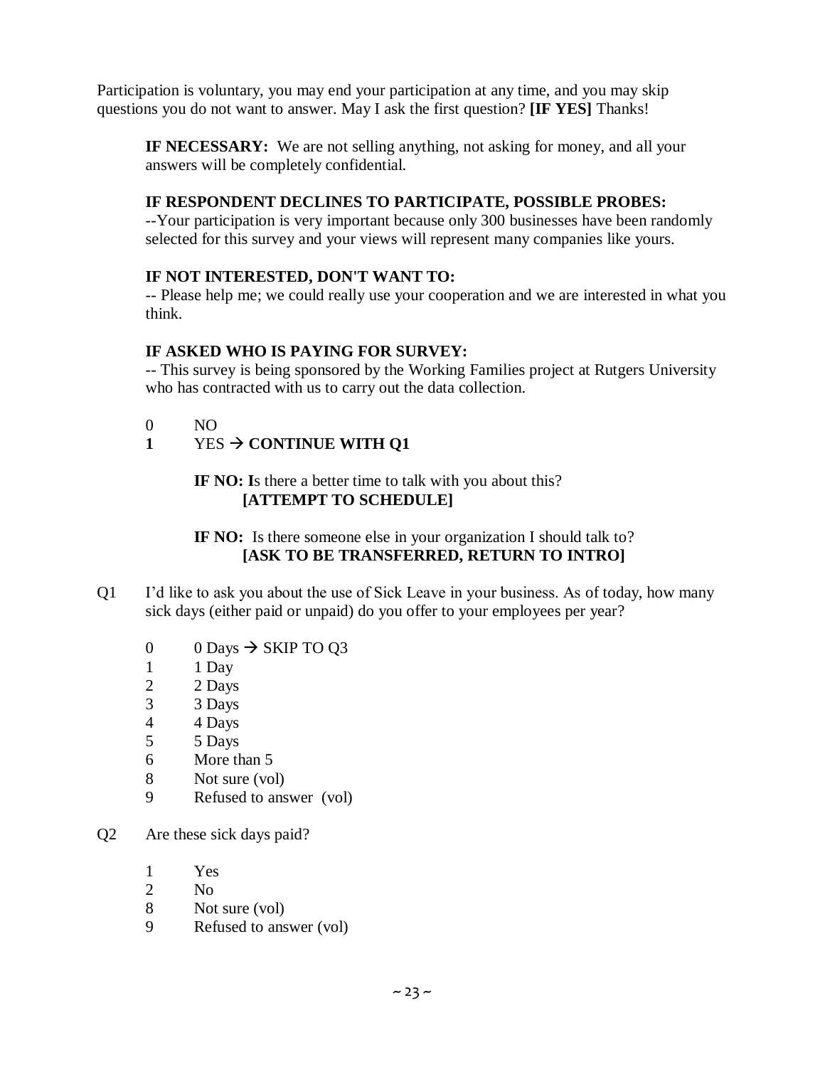Participation is voluntary, you may end your participation at any time, and you may skip questions you do not want to answer. May I ask the first question? **[IF YES]** Thanks!

> **IF NECESSARY:** We are not selling anything, not asking for money, and all your answers will be completely confidential.
>
> **IF RESPONDENT DECLINES TO PARTICIPATE, POSSIBLE PROBES:**
> --Your participation is very important because only 300 businesses have been randomly selected for this survey and your views will represent many companies like yours.
>
> **IF NOT INTERESTED, DON'T WANT TO:**
> -- Please help me; we could really use your cooperation and we are interested in what you think.
>
> **IF ASKED WHO IS PAYING FOR SURVEY:**
> -- This survey is being sponsored by the Working Families project at Rutgers University who has contracted with us to carry out the data collection.
>
> 0 NO
> **1** YES → **CONTINUE WITH Q1**
>
> > **IF NO: I**s there a better time to talk with you about this?
> > **[ATTEMPT TO SCHEDULE]**
> >
> > **IF NO:** Is there someone else in your organization I should talk to?
> > **[ASK TO BE TRANSFERRED, RETURN TO INTRO]**

Q1 I'd like to ask you about the use of Sick Leave in your business. As of today, how many sick days (either paid or unpaid) do you offer to your employees per year?

- 0 0 Days → SKIP TO Q3
- 1 1 Day
- 2 2 Days
- 3 3 Days
- 4 4 Days
- 5 5 Days
- 6 More than 5
- 8 Not sure (vol)
- 9 Refused to answer (vol)

Q2 Are these sick days paid?

- 1 Yes
- 2 No
- 8 Not sure (vol)
- 9 Refused to answer (vol)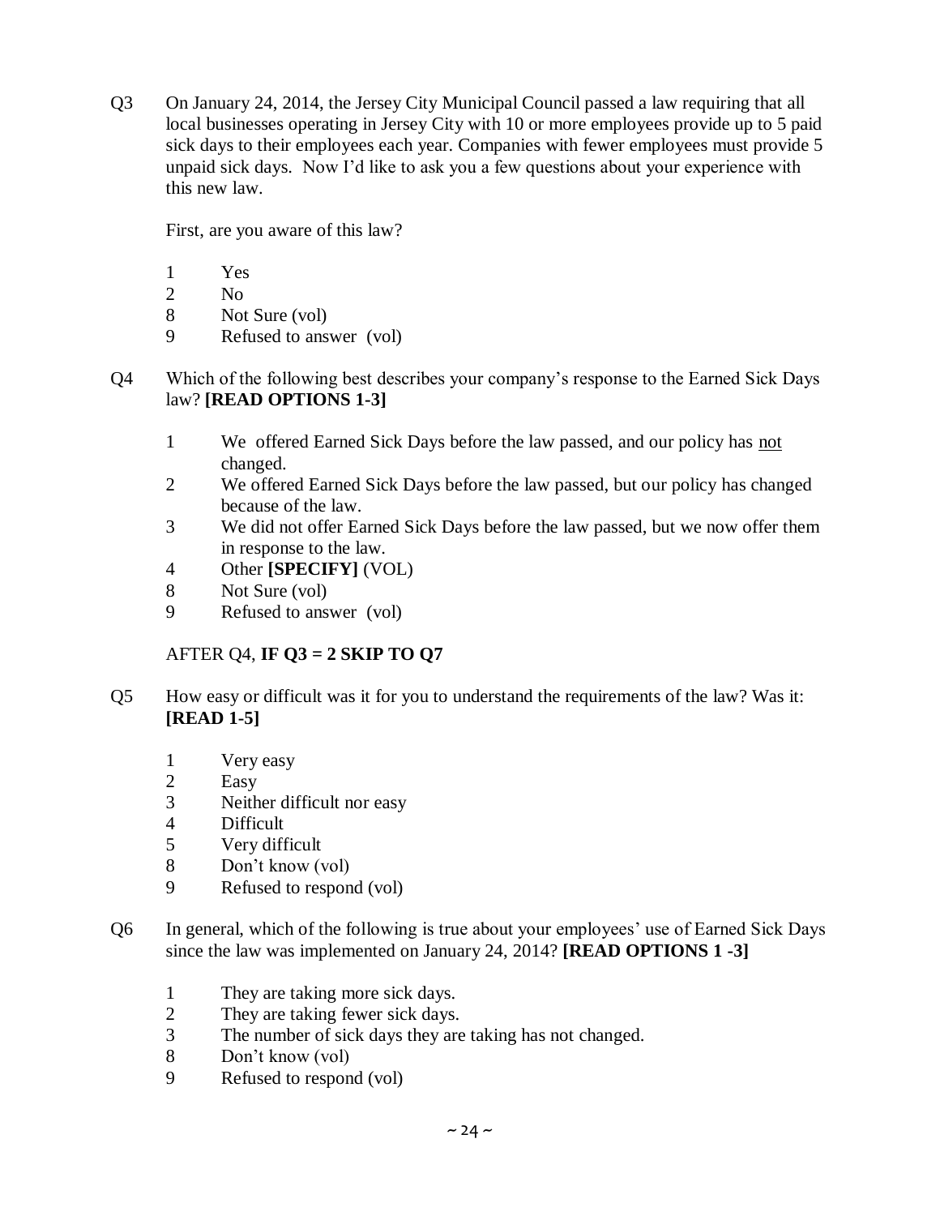Q3 On January 24, 2014, the Jersey City Municipal Council passed a law requiring that all local businesses operating in Jersey City with 10 or more employees provide up to 5 paid sick days to their employees each year. Companies with fewer employees must provide 5 unpaid sick days. Now I'd like to ask you a few questions about your experience with this new law.

First, are you aware of this law?

1 Yes
2 No
8 Not Sure (vol)
9 Refused to answer (vol)

Q4 Which of the following best describes your company's response to the Earned Sick Days law? **[READ OPTIONS 1-3]**

1 We offered Earned Sick Days before the law passed, and our policy has <u>not</u> changed.
2 We offered Earned Sick Days before the law passed, but our policy has changed because of the law.
3 We did not offer Earned Sick Days before the law passed, but we now offer them in response to the law.
4 Other **[SPECIFY]** (VOL)
8 Not Sure (vol)
9 Refused to answer (vol)

AFTER Q4, **IF Q3 = 2 SKIP TO Q7**

Q5 How easy or difficult was it for you to understand the requirements of the law? Was it: **[READ 1-5]**

1 Very easy
2 Easy
3 Neither difficult nor easy
4 Difficult
5 Very difficult
8 Don't know (vol)
9 Refused to respond (vol)

Q6 In general, which of the following is true about your employees' use of Earned Sick Days since the law was implemented on January 24, 2014? **[READ OPTIONS 1 -3]**

1 They are taking more sick days.
2 They are taking fewer sick days.
3 The number of sick days they are taking has not changed.
8 Don't know (vol)
9 Refused to respond (vol)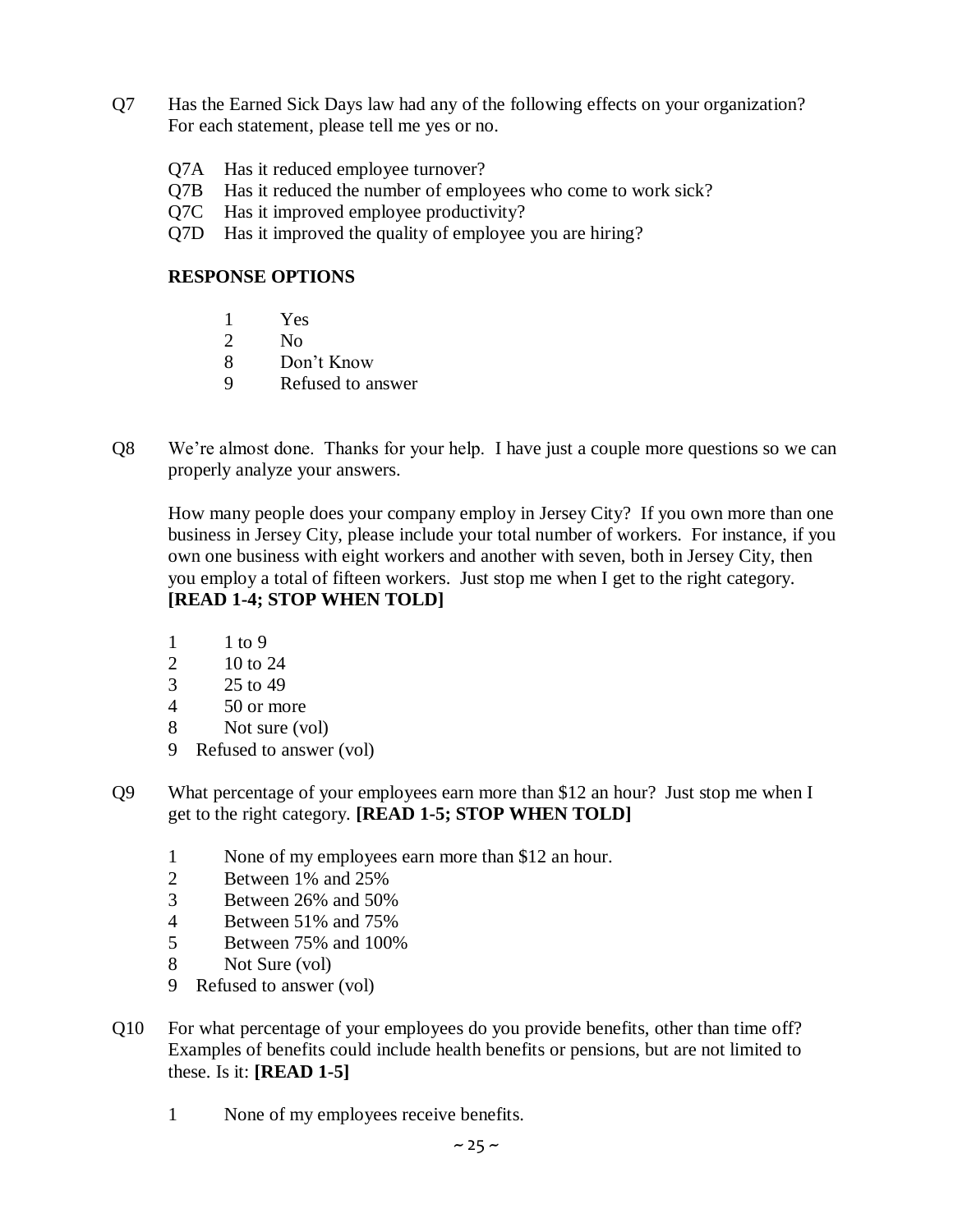Q7 Has the Earned Sick Days law had any of the following effects on your organization? For each statement, please tell me yes or no.

Q7A Has it reduced employee turnover?
Q7B Has it reduced the number of employees who come to work sick?
Q7C Has it improved employee productivity?
Q7D Has it improved the quality of employee you are hiring?

**RESPONSE OPTIONS**

1 Yes
2 No
8 Don't Know
9 Refused to answer

Q8 We're almost done. Thanks for your help. I have just a couple more questions so we can properly analyze your answers.

How many people does your company employ in Jersey City? If you own more than one business in Jersey City, please include your total number of workers. For instance, if you own one business with eight workers and another with seven, both in Jersey City, then you employ a total of fifteen workers. Just stop me when I get to the right category. **[READ 1-4; STOP WHEN TOLD]**

1 1 to 9
2 10 to 24
3 25 to 49
4 50 or more
8 Not sure (vol)
9 Refused to answer (vol)

Q9 What percentage of your employees earn more than $12 an hour? Just stop me when I get to the right category. **[READ 1-5; STOP WHEN TOLD]**

1 None of my employees earn more than $12 an hour.
2 Between 1% and 25%
3 Between 26% and 50%
4 Between 51% and 75%
5 Between 75% and 100%
8 Not Sure (vol)
9 Refused to answer (vol)

Q10 For what percentage of your employees do you provide benefits, other than time off? Examples of benefits could include health benefits or pensions, but are not limited to these. Is it: **[READ 1-5]**

1 None of my employees receive benefits.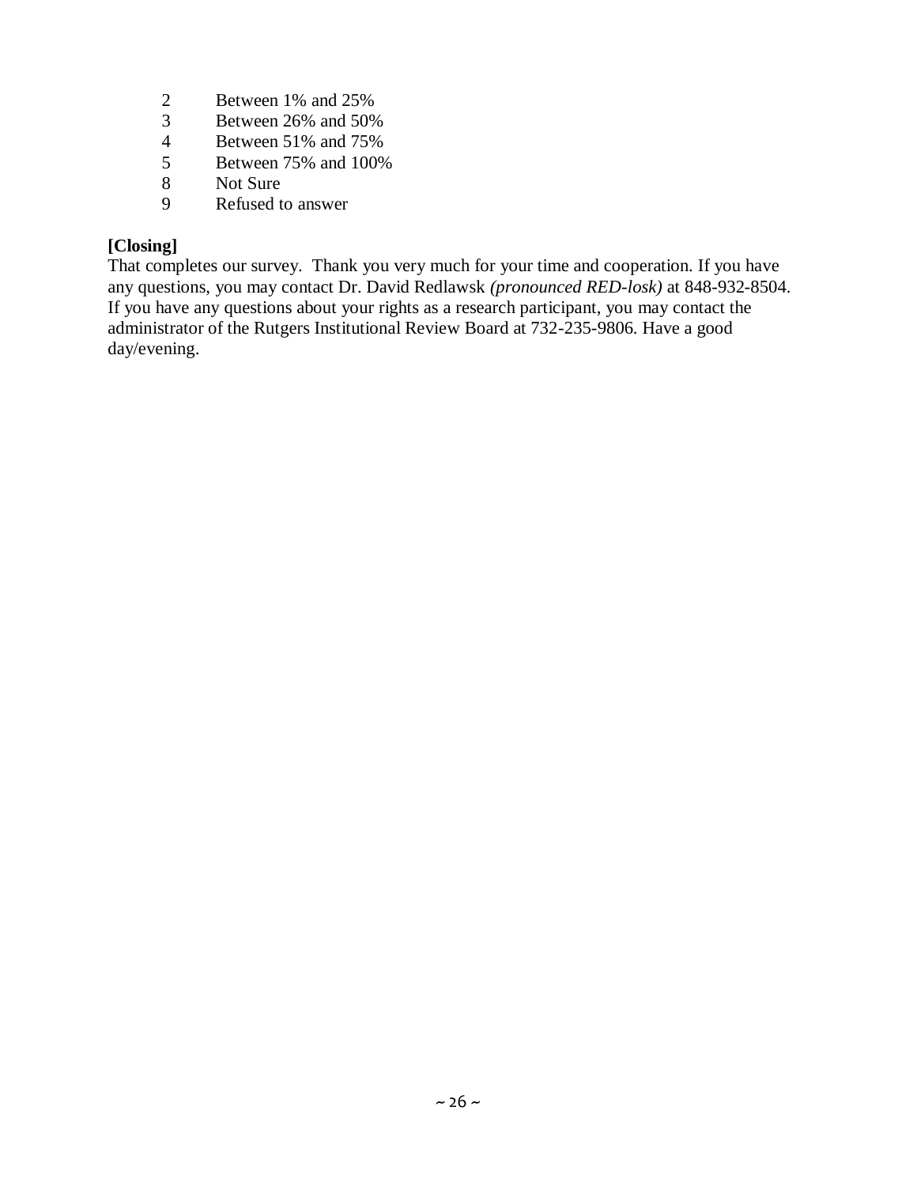2 Between 1% and 25%
3 Between 26% and 50%
4 Between 51% and 75%
5 Between 75% and 100%
8 Not Sure
9 Refused to answer

**[Closing]**
That completes our survey. Thank you very much for your time and cooperation. If you have any questions, you may contact Dr. David Redlawsk *(pronounced RED-losk)* at 848-932-8504. If you have any questions about your rights as a research participant, you may contact the administrator of the Rutgers Institutional Review Board at 732-235-9806. Have a good day/evening.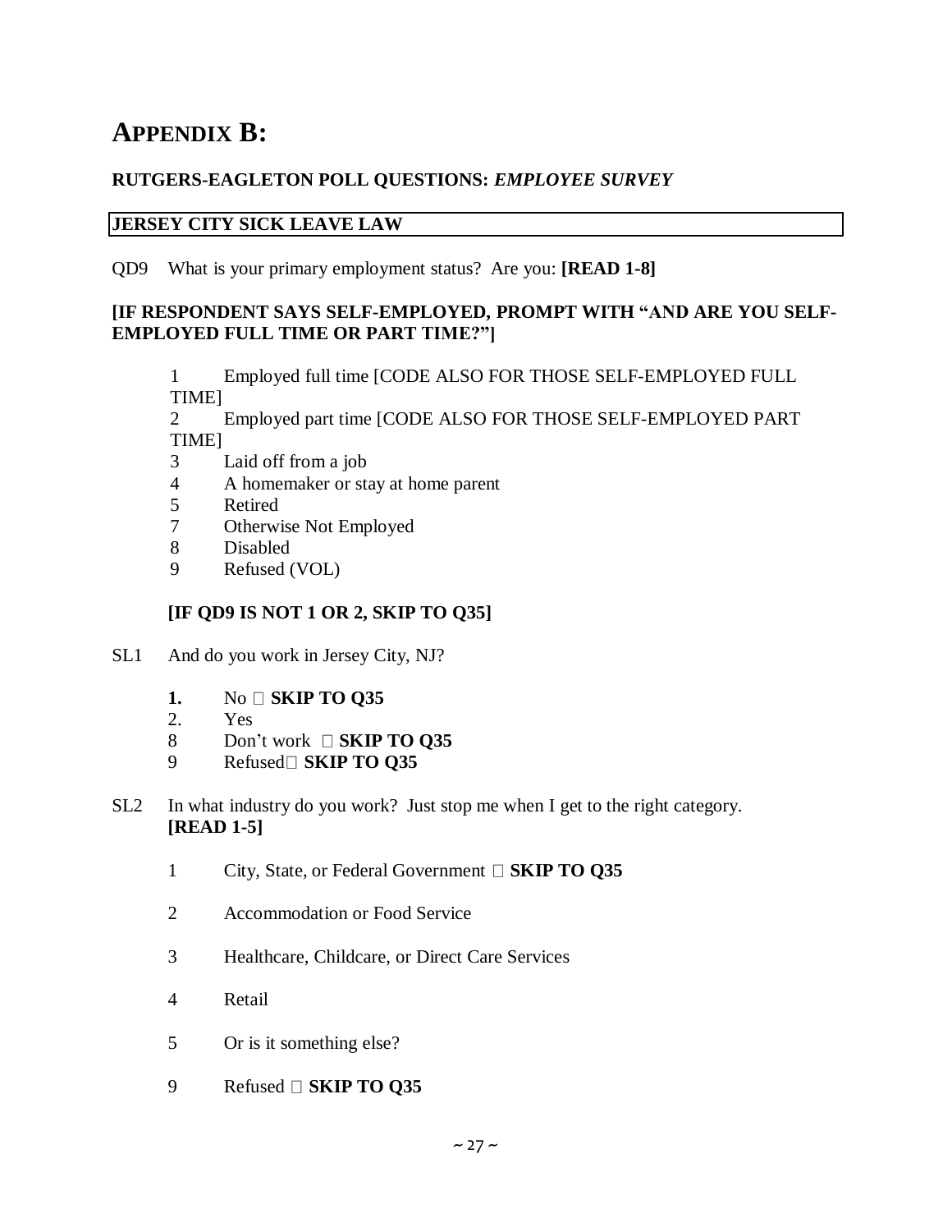# APPENDIX B:

**RUTGERS-EAGLETON POLL QUESTIONS: *EMPLOYEE SURVEY***

**JERSEY CITY SICK LEAVE LAW**

QD9 What is your primary employment status? Are you: **[READ 1-8]**

**[IF RESPONDENT SAYS SELF-EMPLOYED, PROMPT WITH "AND ARE YOU SELF-EMPLOYED FULL TIME OR PART TIME?"]**

1 Employed full time [CODE ALSO FOR THOSE SELF-EMPLOYED FULL TIME]
2 Employed part time [CODE ALSO FOR THOSE SELF-EMPLOYED PART TIME]
3 Laid off from a job
4 A homemaker or stay at home parent
5 Retired
7 Otherwise Not Employed
8 Disabled
9 Refused (VOL)

**[IF QD9 IS NOT 1 OR 2, SKIP TO Q35]**

SL1 And do you work in Jersey City, NJ?

**1.** No  **SKIP TO Q35**
2. Yes
8 Don't work  **SKIP TO Q35**
9 Refused **SKIP TO Q35**

SL2 In what industry do you work? Just stop me when I get to the right category. **[READ 1-5]**

1 City, State, or Federal Government  **SKIP TO Q35**

2 Accommodation or Food Service

3 Healthcare, Childcare, or Direct Care Services

4 Retail

5 Or is it something else?

9 Refused  **SKIP TO Q35**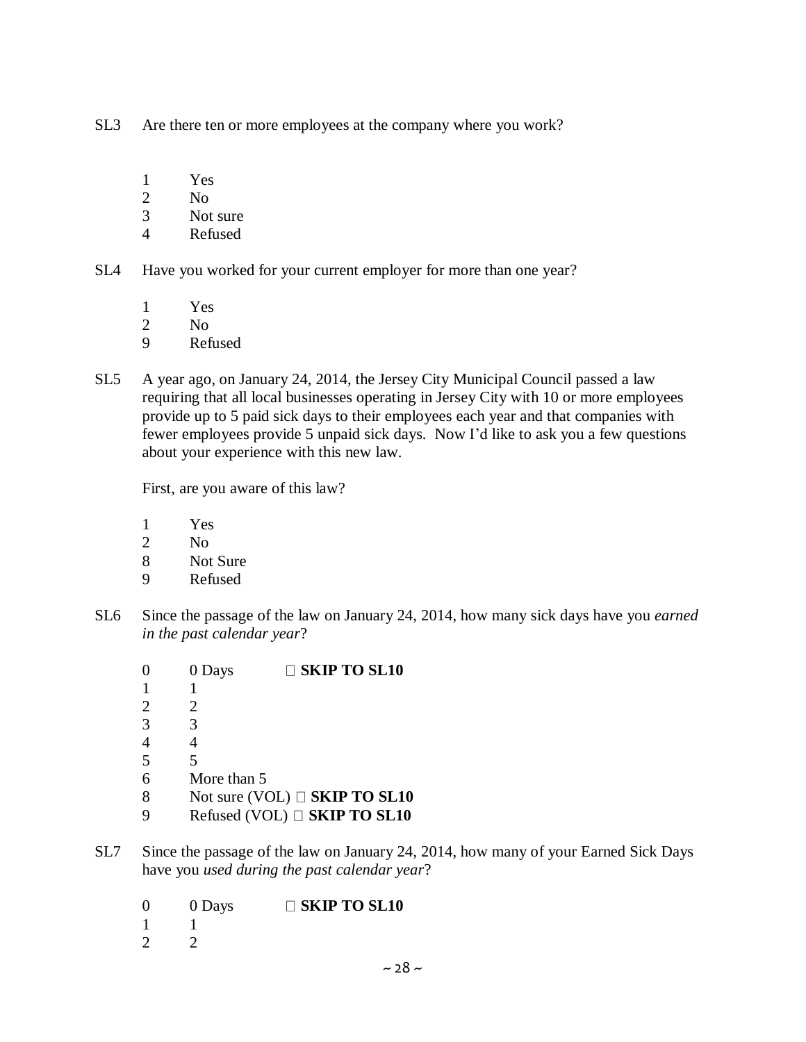SL3 Are there ten or more employees at the company where you work?

1 Yes
2 No
3 Not sure
4 Refused

SL4 Have you worked for your current employer for more than one year?

1 Yes
2 No
9 Refused

SL5 A year ago, on January 24, 2014, the Jersey City Municipal Council passed a law requiring that all local businesses operating in Jersey City with 10 or more employees provide up to 5 paid sick days to their employees each year and that companies with fewer employees provide 5 unpaid sick days. Now I'd like to ask you a few questions about your experience with this new law.

First, are you aware of this law?

1 Yes
2 No
8 Not Sure
9 Refused

SL6 Since the passage of the law on January 24, 2014, how many sick days have you *earned in the past calendar year*?

0 0 Days  **SKIP TO SL10**
1 1
2 2
3 3
4 4
5 5
6 More than 5
8 Not sure (VOL)  **SKIP TO SL10**
9 Refused (VOL)  **SKIP TO SL10**

SL7 Since the passage of the law on January 24, 2014, how many of your Earned Sick Days have you *used during the past calendar year*?

0 0 Days  **SKIP TO SL10**
1 1
2 2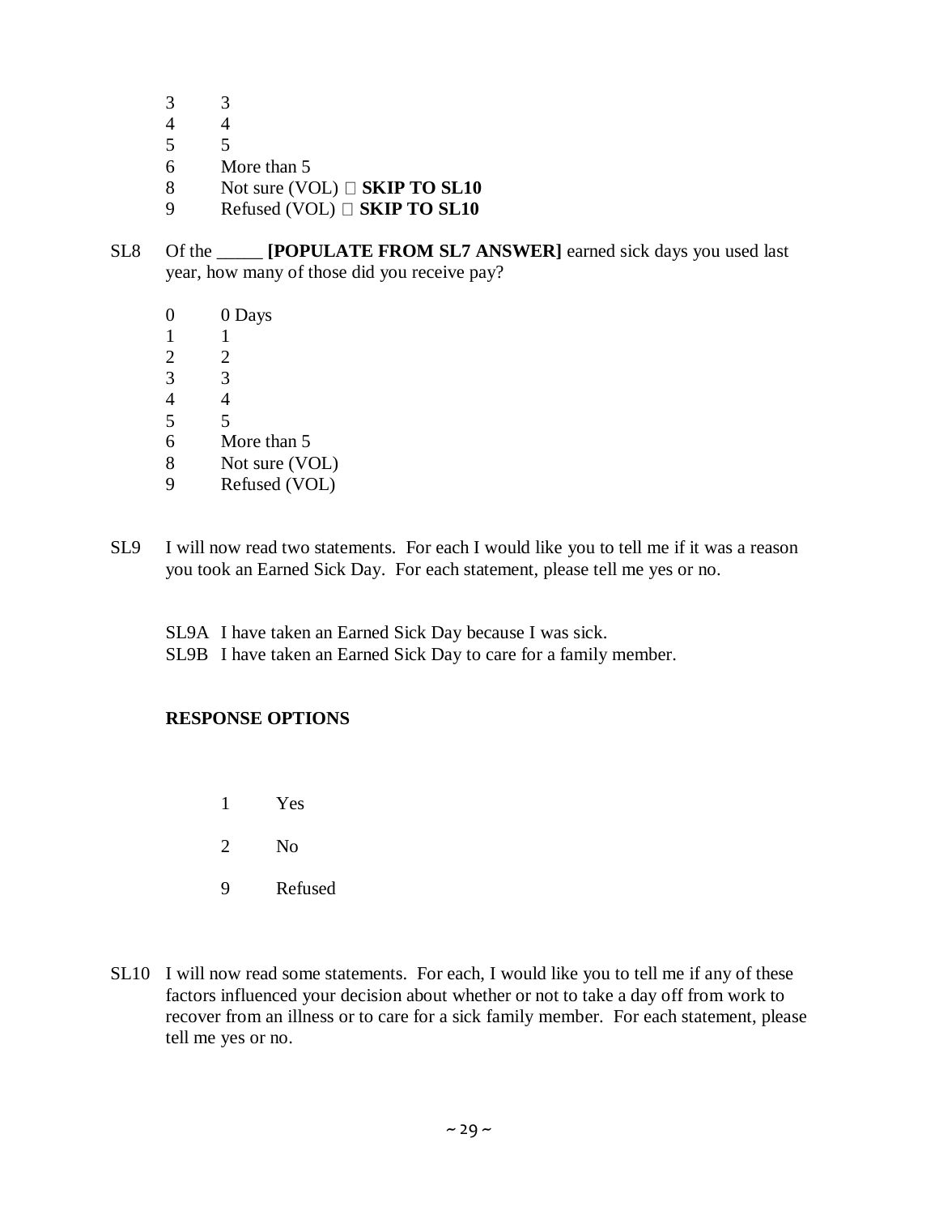3	3
4	4
5	5
6	More than 5
8	Not sure (VOL)  **SKIP TO SL10**
9	Refused (VOL)  **SKIP TO SL10**

SL8	Of the _____ **[POPULATE FROM SL7 ANSWER]** earned sick days you used last year, how many of those did you receive pay?

0	0 Days
1	1
2	2
3	3
4	4
5	5
6	More than 5
8	Not sure (VOL)
9	Refused (VOL)

SL9	I will now read two statements. For each I would like you to tell me if it was a reason you took an Earned Sick Day. For each statement, please tell me yes or no.

SL9A	I have taken an Earned Sick Day because I was sick.
SL9B	I have taken an Earned Sick Day to care for a family member.

**RESPONSE OPTIONS**

1	Yes

2	No

9	Refused

SL10	I will now read some statements. For each, I would like you to tell me if any of these factors influenced your decision about whether or not to take a day off from work to recover from an illness or to care for a sick family member. For each statement, please tell me yes or no.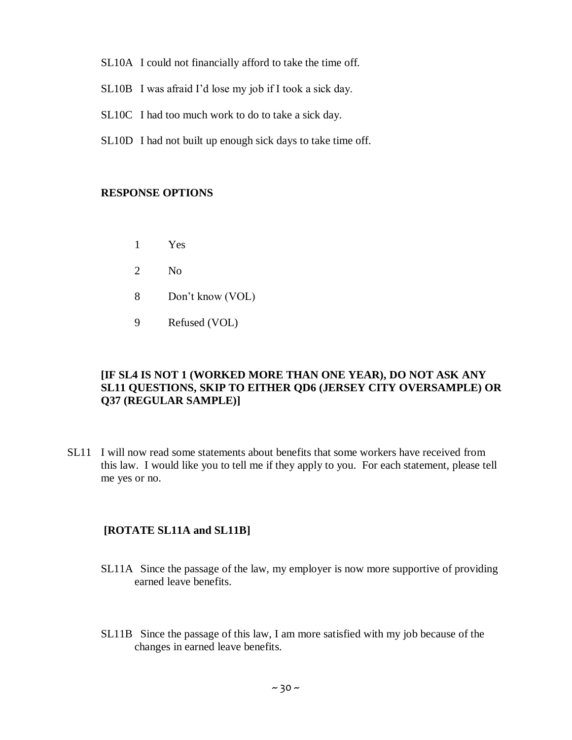SL10A I could not financially afford to take the time off.

SL10B I was afraid I'd lose my job if I took a sick day.

SL10C I had too much work to do to take a sick day.

SL10D I had not built up enough sick days to take time off.

**RESPONSE OPTIONS**

1 Yes

2 No

8 Don't know (VOL)

9 Refused (VOL)

**[IF SL4 IS NOT 1 (WORKED MORE THAN ONE YEAR), DO NOT ASK ANY SL11 QUESTIONS, SKIP TO EITHER QD6 (JERSEY CITY OVERSAMPLE) OR Q37 (REGULAR SAMPLE)]**

SL11 I will now read some statements about benefits that some workers have received from this law. I would like you to tell me if they apply to you. For each statement, please tell me yes or no.

**[ROTATE SL11A and SL11B]**

SL11A Since the passage of the law, my employer is now more supportive of providing earned leave benefits.

SL11B Since the passage of this law, I am more satisfied with my job because of the changes in earned leave benefits.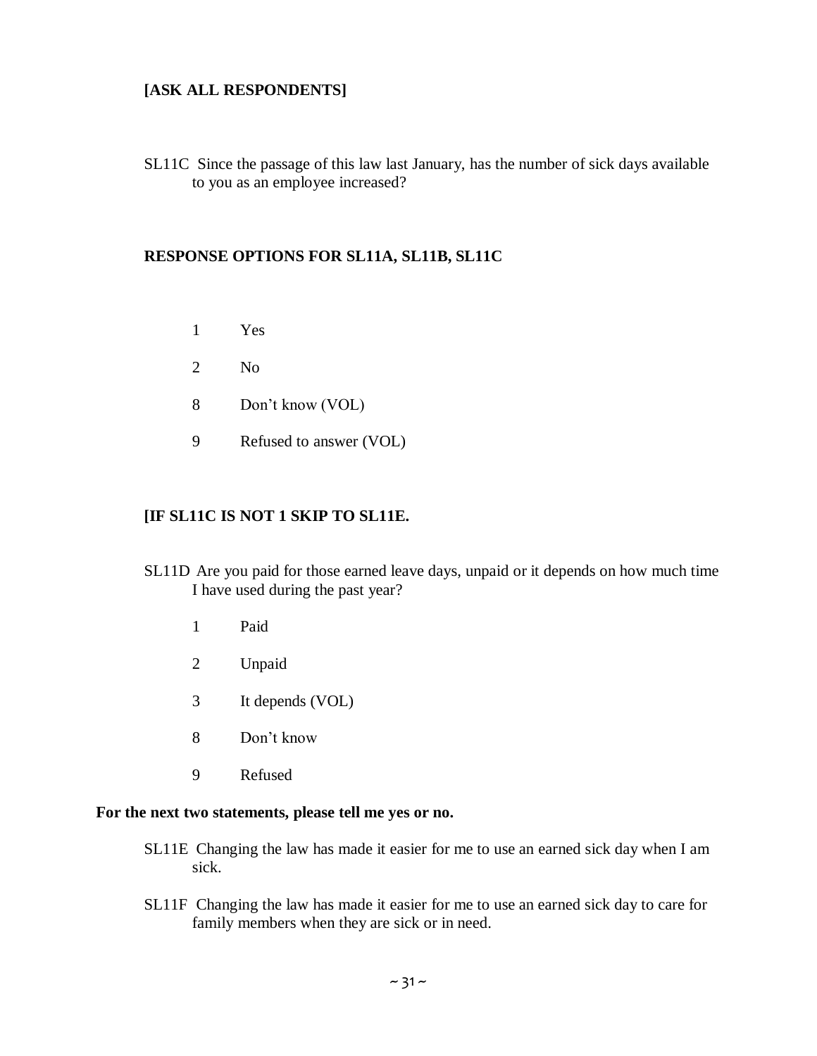**[ASK ALL RESPONDENTS]**

SL11C Since the passage of this law last January, has the number of sick days available to you as an employee increased?

**RESPONSE OPTIONS FOR SL11A, SL11B, SL11C**

1 Yes

2 No

8 Don't know (VOL)

9 Refused to answer (VOL)

**[IF SL11C IS NOT 1 SKIP TO SL11E.**

SL11D Are you paid for those earned leave days, unpaid or it depends on how much time I have used during the past year?

1 Paid

2 Unpaid

3 It depends (VOL)

8 Don't know

9 Refused

**For the next two statements, please tell me yes or no.**

SL11E Changing the law has made it easier for me to use an earned sick day when I am sick.

SL11F Changing the law has made it easier for me to use an earned sick day to care for family members when they are sick or in need.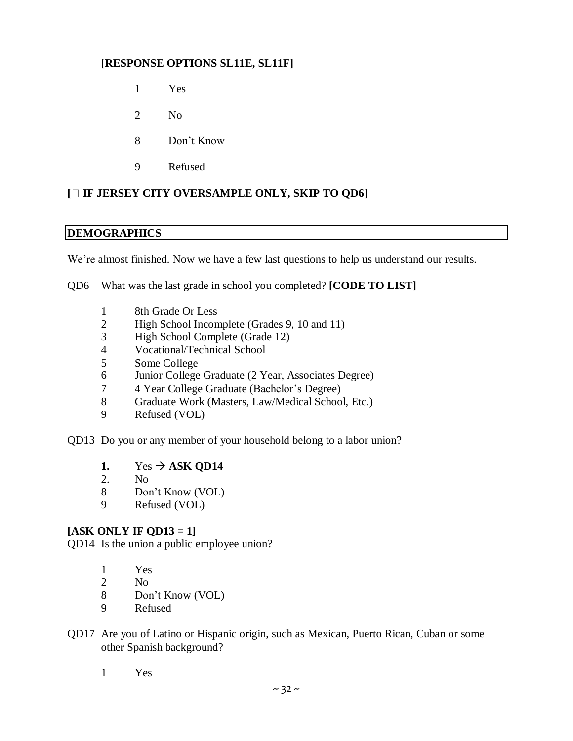**[RESPONSE OPTIONS SL11E, SL11F]**

1 Yes

2 No

8 Don't Know

9 Refused

**[ IF JERSEY CITY OVERSAMPLE ONLY, SKIP TO QD6]**

## DEMOGRAPHICS

We're almost finished. Now we have a few last questions to help us understand our results.

QD6 What was the last grade in school you completed? **[CODE TO LIST]**

1 8th Grade Or Less
2 High School Incomplete (Grades 9, 10 and 11)
3 High School Complete (Grade 12)
4 Vocational/Technical School
5 Some College
6 Junior College Graduate (2 Year, Associates Degree)
7 4 Year College Graduate (Bachelor's Degree)
8 Graduate Work (Masters, Law/Medical School, Etc.)
9 Refused (VOL)

QD13 Do you or any member of your household belong to a labor union?

**1.** Yes → **ASK QD14**
2. No
8 Don't Know (VOL)
9 Refused (VOL)

**[ASK ONLY IF QD13 = 1]**
QD14 Is the union a public employee union?

1 Yes
2 No
8 Don't Know (VOL)
9 Refused

QD17 Are you of Latino or Hispanic origin, such as Mexican, Puerto Rican, Cuban or some other Spanish background?

1 Yes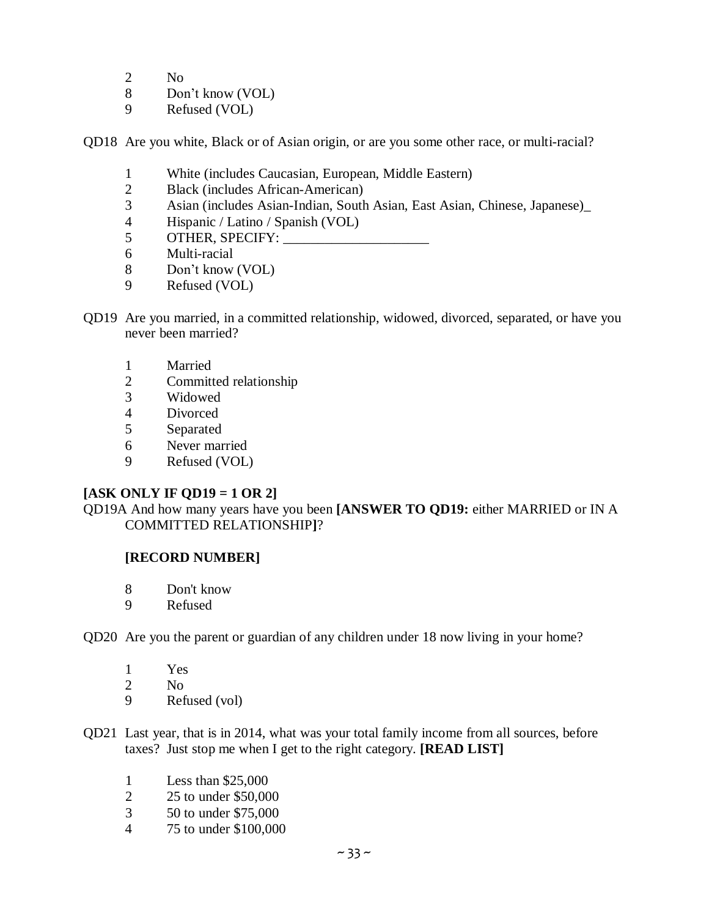2 No
8 Don't know (VOL)
9 Refused (VOL)

QD18 Are you white, Black or of Asian origin, or are you some other race, or multi-racial?

1 White (includes Caucasian, European, Middle Eastern)
2 Black (includes African-American)
3 Asian (includes Asian-Indian, South Asian, East Asian, Chinese, Japanese)_
4 Hispanic / Latino / Spanish (VOL)
5 OTHER, SPECIFY: _____________________
6 Multi-racial
8 Don't know (VOL)
9 Refused (VOL)

QD19 Are you married, in a committed relationship, widowed, divorced, separated, or have you never been married?

1 Married
2 Committed relationship
3 Widowed
4 Divorced
5 Separated
6 Never married
9 Refused (VOL)

**[ASK ONLY IF QD19 = 1 OR 2]**
QD19A And how many years have you been **[ANSWER TO QD19:** either MARRIED or IN A COMMITTED RELATIONSHIP**]**?

**[RECORD NUMBER]**

8 Don't know
9 Refused

QD20 Are you the parent or guardian of any children under 18 now living in your home?

1 Yes
2 No
9 Refused (vol)

QD21 Last year, that is in 2014, what was your total family income from all sources, before taxes? Just stop me when I get to the right category. **[READ LIST]**

1 Less than $25,000
2 25 to under $50,000
3 50 to under $75,000
4 75 to under $100,000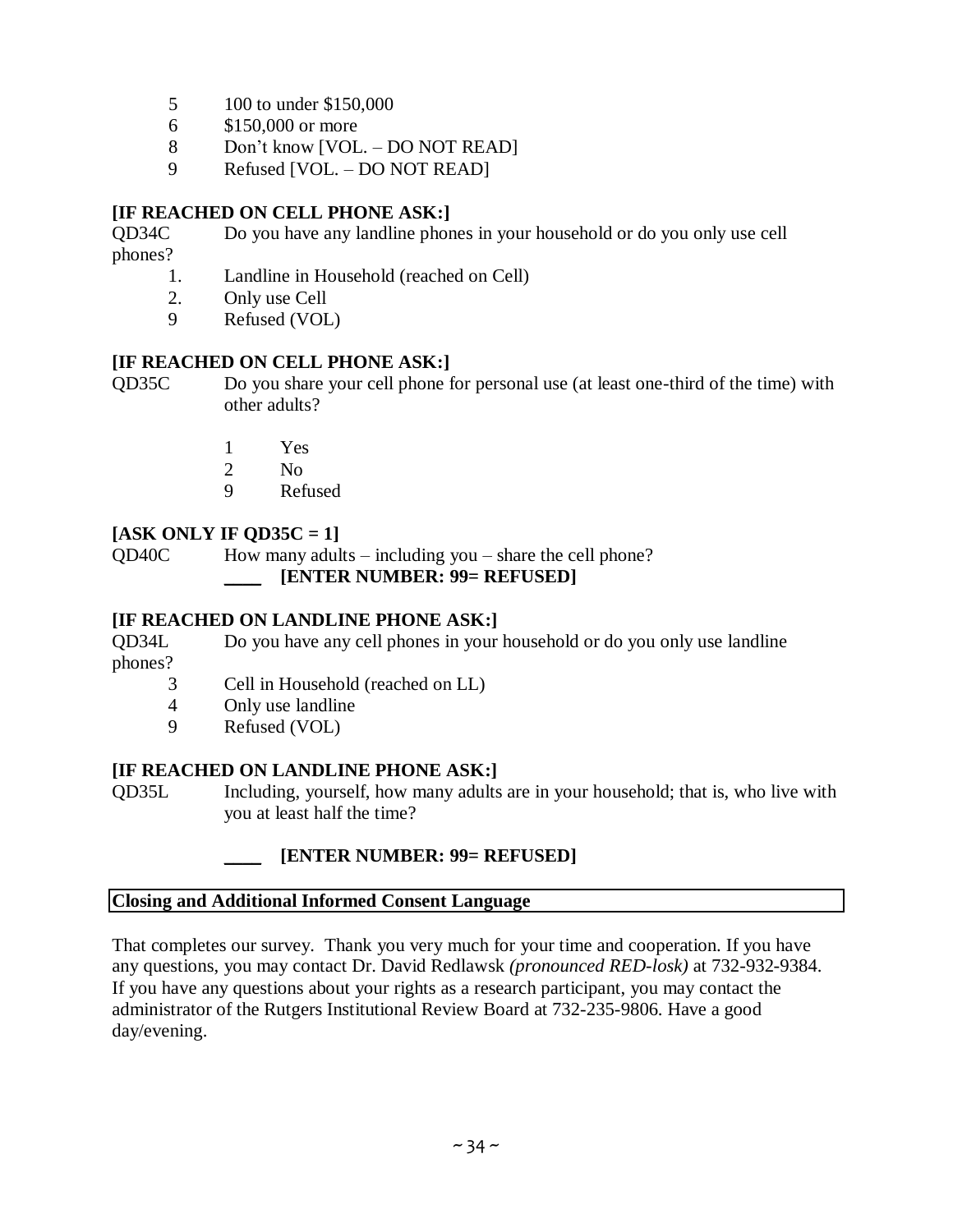5 100 to under $150,000
6 $150,000 or more
8 Don't know [VOL. – DO NOT READ]
9 Refused [VOL. – DO NOT READ]

**[IF REACHED ON CELL PHONE ASK:]**
QD34C Do you have any landline phones in your household or do you only use cell phones?

1. Landline in Household (reached on Cell)
2. Only use Cell
9 Refused (VOL)

**[IF REACHED ON CELL PHONE ASK:]**
QD35C Do you share your cell phone for personal use (at least one-third of the time) with other adults?

1 Yes
2 No
9 Refused

**[ASK ONLY IF QD35C = 1]**
QD40C How many adults – including you – share the cell phone?
**____ [ENTER NUMBER: 99= REFUSED]**

**[IF REACHED ON LANDLINE PHONE ASK:]**
QD34L Do you have any cell phones in your household or do you only use landline phones?

3 Cell in Household (reached on LL)
4 Only use landline
9 Refused (VOL)

**[IF REACHED ON LANDLINE PHONE ASK:]**
QD35L Including, yourself, how many adults are in your household; that is, who live with you at least half the time?

**____ [ENTER NUMBER: 99= REFUSED]**

**Closing and Additional Informed Consent Language**

That completes our survey. Thank you very much for your time and cooperation. If you have any questions, you may contact Dr. David Redlawsk *(pronounced RED-losk)* at 732-932-9384. If you have any questions about your rights as a research participant, you may contact the administrator of the Rutgers Institutional Review Board at 732-235-9806. Have a good day/evening.